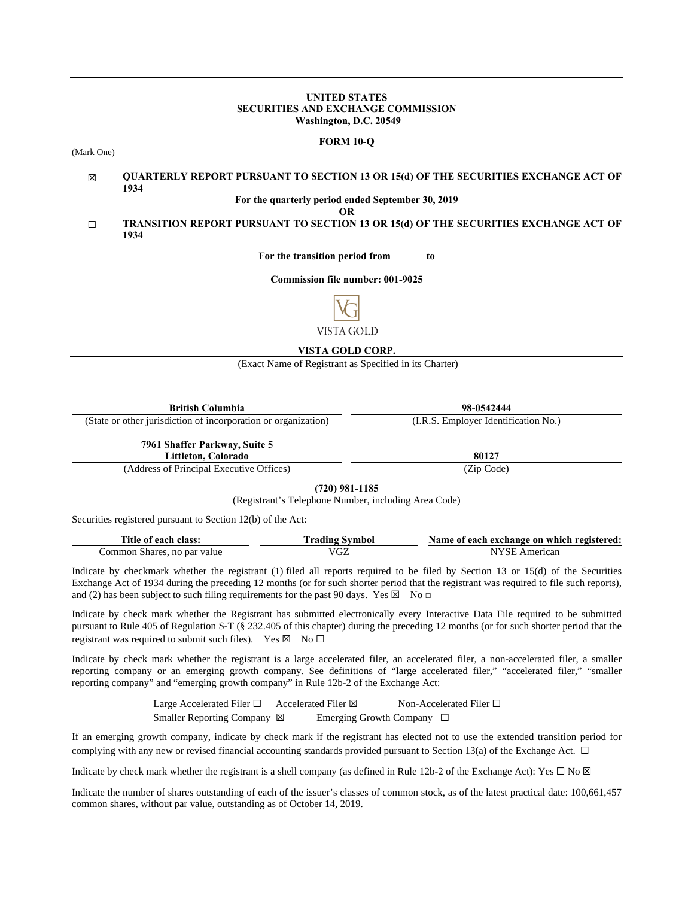**UNITED STATES**
**SECURITIES AND EXCHANGE COMMISSION**
**Washington, D.C. 20549**

**FORM 10-Q**

(Mark One)

☒ **QUARTERLY REPORT PURSUANT TO SECTION 13 OR 15(d) OF THE SECURITIES EXCHANGE ACT OF 1934**

**For the quarterly period ended September 30, 2019**

**OR**

☐ **TRANSITION REPORT PURSUANT TO SECTION 13 OR 15(d) OF THE SECURITIES EXCHANGE ACT OF 1934**

**For the transition period from to**

**Commission file number: 001-9025**

VISTA GOLD

**VISTA GOLD CORP.**

(Exact Name of Registrant as Specified in its Charter)

| **British Columbia** | **98-0542444** |
|---|---|
| (State or other jurisdiction of incorporation or organization) | (I.R.S. Employer Identification No.) |
| **7961 Shaffer Parkway, Suite 5 Littleton, Colorado** | **80127** |
| (Address of Principal Executive Offices) | (Zip Code) |

**(720) 981-1185**

(Registrant's Telephone Number, including Area Code)

Securities registered pursuant to Section 12(b) of the Act:

| Title of each class: | Trading Symbol | Name of each exchange on which registered: |
|---|---|---|
| Common Shares, no par value | VGZ | NYSE American |

Indicate by checkmark whether the registrant (1) filed all reports required to be filed by Section 13 or 15(d) of the Securities Exchange Act of 1934 during the preceding 12 months (or for such shorter period that the registrant was required to file such reports), and (2) has been subject to such filing requirements for the past 90 days. Yes ☒ No ☐

Indicate by check mark whether the Registrant has submitted electronically every Interactive Data File required to be submitted pursuant to Rule 405 of Regulation S-T (§ 232.405 of this chapter) during the preceding 12 months (or for such shorter period that the registrant was required to submit such files). Yes ☒ No ☐

Indicate by check mark whether the registrant is a large accelerated filer, an accelerated filer, a non-accelerated filer, a smaller reporting company or an emerging growth company. See definitions of "large accelerated filer," "accelerated filer," "smaller reporting company" and "emerging growth company" in Rule 12b-2 of the Exchange Act:

Large Accelerated Filer ☐ Accelerated Filer ☒ Non-Accelerated Filer ☐
Smaller Reporting Company ☒ Emerging Growth Company ☐

If an emerging growth company, indicate by check mark if the registrant has elected not to use the extended transition period for complying with any new or revised financial accounting standards provided pursuant to Section 13(a) of the Exchange Act. ☐

Indicate by check mark whether the registrant is a shell company (as defined in Rule 12b-2 of the Exchange Act): Yes ☐ No ☒

Indicate the number of shares outstanding of each of the issuer's classes of common stock, as of the latest practical date: 100,661,457 common shares, without par value, outstanding as of October 14, 2019.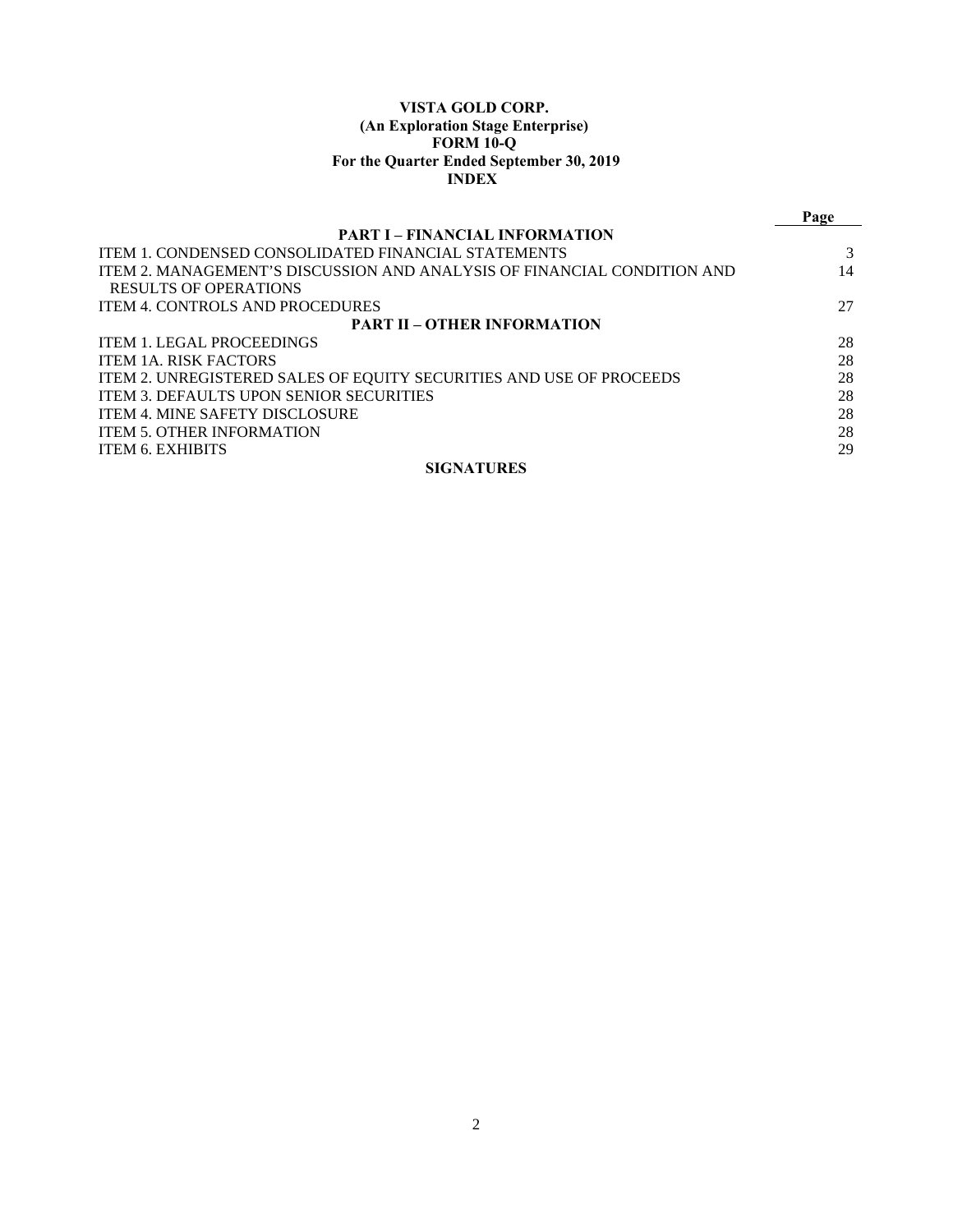**VISTA GOLD CORP.**
**(An Exploration Stage Enterprise)**
**FORM 10-Q**
**For the Quarter Ended September 30, 2019**
**INDEX**

| | Page |
|---|---|
| **PART I – FINANCIAL INFORMATION** | |
| ITEM 1. CONDENSED CONSOLIDATED FINANCIAL STATEMENTS | 3 |
| ITEM 2. MANAGEMENT'S DISCUSSION AND ANALYSIS OF FINANCIAL CONDITION AND RESULTS OF OPERATIONS | 14 |
| ITEM 4. CONTROLS AND PROCEDURES | 27 |
| **PART II – OTHER INFORMATION** | |
| ITEM 1. LEGAL PROCEEDINGS | 28 |
| ITEM 1A. RISK FACTORS | 28 |
| ITEM 2. UNREGISTERED SALES OF EQUITY SECURITIES AND USE OF PROCEEDS | 28 |
| ITEM 3. DEFAULTS UPON SENIOR SECURITIES | 28 |
| ITEM 4. MINE SAFETY DISCLOSURE | 28 |
| ITEM 5. OTHER INFORMATION | 28 |
| ITEM 6. EXHIBITS | 29 |
| **SIGNATURES** | |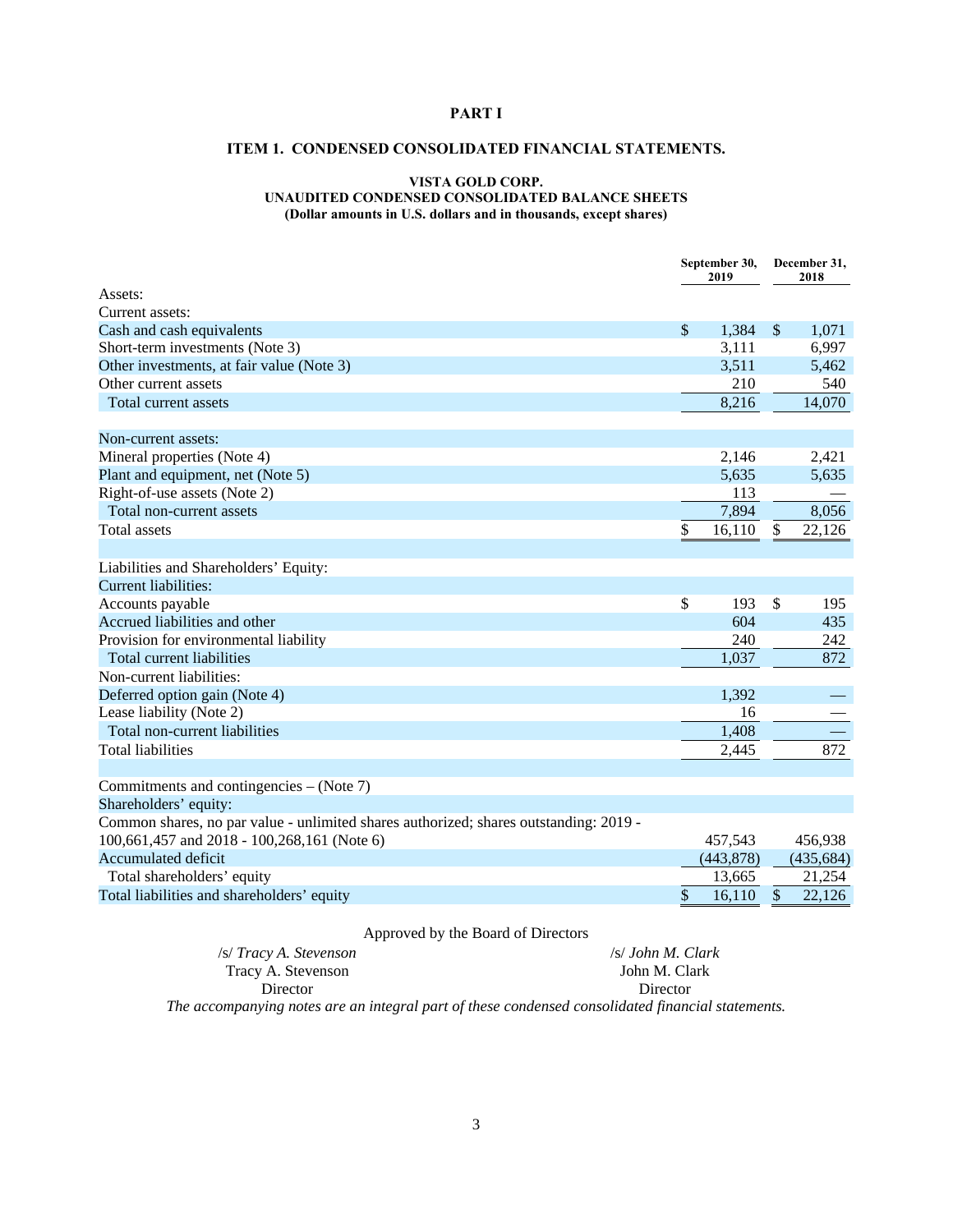# PART I

## ITEM 1. CONDENSED CONSOLIDATED FINANCIAL STATEMENTS.

### VISTA GOLD CORP.
### UNAUDITED CONDENSED CONSOLIDATED BALANCE SHEETS
**(Dollar amounts in U.S. dollars and in thousands, except shares)**

| | September 30, 2019 | December 31, 2018 |
|---|---|---|
| Assets: | | |
| Current assets: | | |
| Cash and cash equivalents | $ 1,384 | $ 1,071 |
| Short-term investments (Note 3) | 3,111 | 6,997 |
| Other investments, at fair value (Note 3) | 3,511 | 5,462 |
| Other current assets | 210 | 540 |
| Total current assets | 8,216 | 14,070 |
| | | |
| Non-current assets: | | |
| Mineral properties (Note 4) | 2,146 | 2,421 |
| Plant and equipment, net (Note 5) | 5,635 | 5,635 |
| Right-of-use assets (Note 2) | 113 | — |
| Total non-current assets | 7,894 | 8,056 |
| Total assets | $ 16,110 | $ 22,126 |
| | | |
| Liabilities and Shareholders' Equity: | | |
| Current liabilities: | | |
| Accounts payable | $ 193 | $ 195 |
| Accrued liabilities and other | 604 | 435 |
| Provision for environmental liability | 240 | 242 |
| Total current liabilities | 1,037 | 872 |
| Non-current liabilities: | | |
| Deferred option gain (Note 4) | 1,392 | — |
| Lease liability (Note 2) | 16 | — |
| Total non-current liabilities | 1,408 | — |
| Total liabilities | 2,445 | 872 |
| | | |
| Commitments and contingencies – (Note 7) | | |
| Shareholders' equity: | | |
| Common shares, no par value - unlimited shares authorized; shares outstanding: 2019 - 100,661,457 and 2018 - 100,268,161 (Note 6) | 457,543 | 456,938 |
| Accumulated deficit | (443,878) | (435,684) |
| Total shareholders' equity | 13,665 | 21,254 |
| Total liabilities and shareholders' equity | $ 16,110 | $ 22,126 |

Approved by the Board of Directors

/s/ *Tracy A. Stevenson*
Tracy A. Stevenson
Director

/s/ *John M. Clark*
John M. Clark
Director

*The accompanying notes are an integral part of these condensed consolidated financial statements.*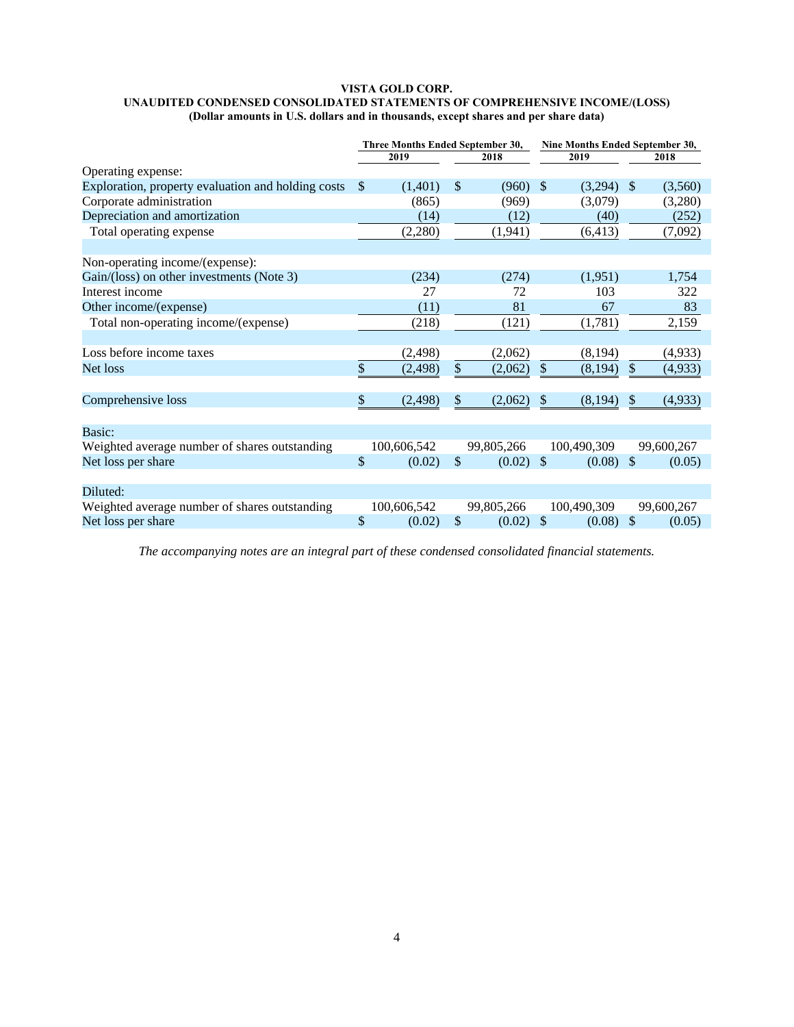**VISTA GOLD CORP.**
**UNAUDITED CONDENSED CONSOLIDATED STATEMENTS OF COMPREHENSIVE INCOME/(LOSS)**
**(Dollar amounts in U.S. dollars and in thousands, except shares and per share data)**

| | Three Months Ended September 30, | | Nine Months Ended September 30, | |
|---|---|---|---|---|
| | 2019 | 2018 | 2019 | 2018 |
| Operating expense: | | | | |
| Exploration, property evaluation and holding costs | $ (1,401) | $ (960) | $ (3,294) | $ (3,560) |
| Corporate administration | (865) | (969) | (3,079) | (3,280) |
| Depreciation and amortization | (14) | (12) | (40) | (252) |
| Total operating expense | (2,280) | (1,941) | (6,413) | (7,092) |
| | | | | |
| Non-operating income/(expense): | | | | |
| Gain/(loss) on other investments (Note 3) | (234) | (274) | (1,951) | 1,754 |
| Interest income | 27 | 72 | 103 | 322 |
| Other income/(expense) | (11) | 81 | 67 | 83 |
| Total non-operating income/(expense) | (218) | (121) | (1,781) | 2,159 |
| | | | | |
| Loss before income taxes | (2,498) | (2,062) | (8,194) | (4,933) |
| Net loss | $ (2,498) | $ (2,062) | $ (8,194) | $ (4,933) |
| | | | | |
| Comprehensive loss | $ (2,498) | $ (2,062) | $ (8,194) | $ (4,933) |
| | | | | |
| Basic: | | | | |
| Weighted average number of shares outstanding | 100,606,542 | 99,805,266 | 100,490,309 | 99,600,267 |
| Net loss per share | $ (0.02) | $ (0.02) | $ (0.08) | $ (0.05) |
| | | | | |
| Diluted: | | | | |
| Weighted average number of shares outstanding | 100,606,542 | 99,805,266 | 100,490,309 | 99,600,267 |
| Net loss per share | $ (0.02) | $ (0.02) | $ (0.08) | $ (0.05) |

*The accompanying notes are an integral part of these condensed consolidated financial statements.*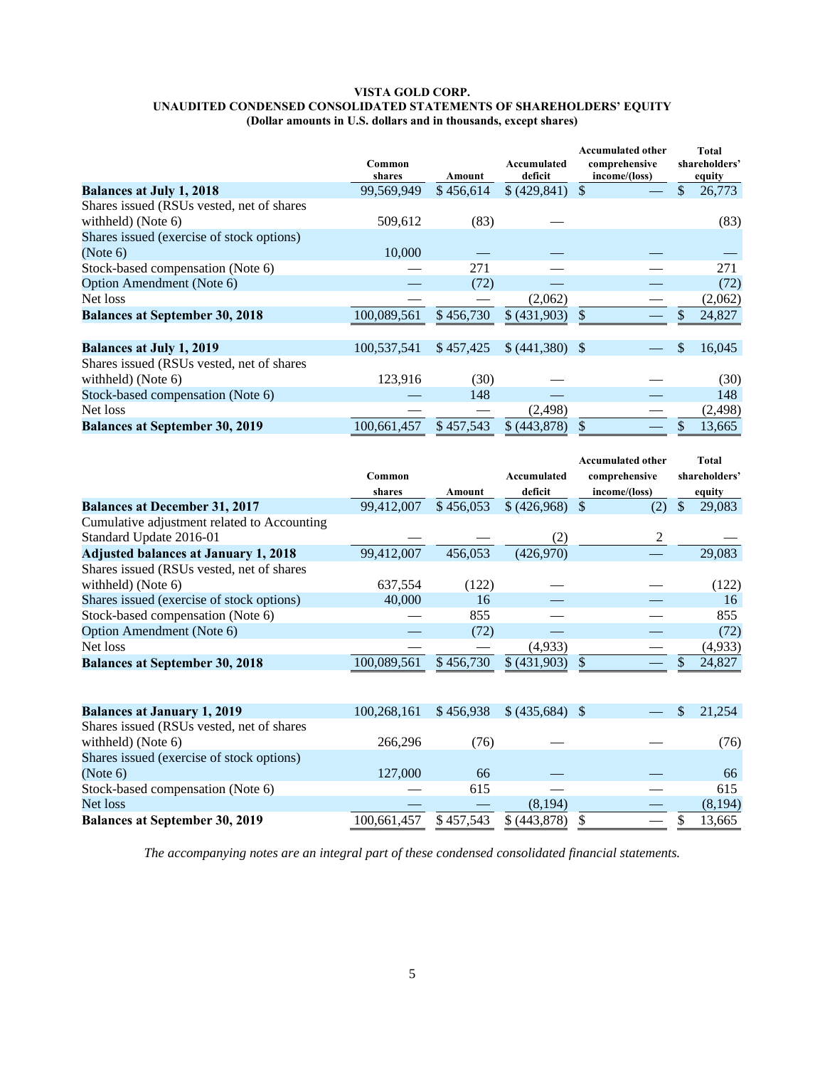**VISTA GOLD CORP.**
**UNAUDITED CONDENSED CONSOLIDATED STATEMENTS OF SHAREHOLDERS' EQUITY**
**(Dollar amounts in U.S. dollars and in thousands, except shares)**

| | Common shares | Amount | Accumulated deficit | Accumulated other comprehensive income/(loss) | Total shareholders' equity |
|---|---|---|---|---|---|
| **Balances at July 1, 2018** | 99,569,949 | $ 456,614 | $ (429,841) | $ — | $ 26,773 |
| Shares issued (RSUs vested, net of shares withheld) (Note 6) | 509,612 | (83) | — | | (83) |
| Shares issued (exercise of stock options) (Note 6) | 10,000 | — | — | — | — |
| Stock-based compensation (Note 6) | — | 271 | — | — | 271 |
| Option Amendment (Note 6) | — | (72) | — | — | (72) |
| Net loss | — | — | (2,062) | — | (2,062) |
| **Balances at September 30, 2018** | 100,089,561 | $ 456,730 | $ (431,903) | $ — | $ 24,827 |
| | | | | | |
| **Balances at July 1, 2019** | 100,537,541 | $ 457,425 | $ (441,380) | $ — | $ 16,045 |
| Shares issued (RSUs vested, net of shares withheld) (Note 6) | 123,916 | (30) | — | — | (30) |
| Stock-based compensation (Note 6) | — | 148 | — | — | 148 |
| Net loss | — | — | (2,498) | — | (2,498) |
| **Balances at September 30, 2019** | 100,661,457 | $ 457,543 | $ (443,878) | $ — | $ 13,665 |

| | Common shares | Amount | Accumulated deficit | Accumulated other comprehensive income/(loss) | Total shareholders' equity |
|---|---|---|---|---|---|
| **Balances at December 31, 2017** | 99,412,007 | $ 456,053 | $ (426,968) | $ (2) | $ 29,083 |
| Cumulative adjustment related to Accounting Standard Update 2016-01 | — | — | (2) | 2 | — |
| **Adjusted balances at January 1, 2018** | 99,412,007 | 456,053 | (426,970) | — | 29,083 |
| Shares issued (RSUs vested, net of shares withheld) (Note 6) | 637,554 | (122) | — | — | (122) |
| Shares issued (exercise of stock options) | 40,000 | 16 | — | — | 16 |
| Stock-based compensation (Note 6) | — | 855 | — | — | 855 |
| Option Amendment (Note 6) | — | (72) | — | — | (72) |
| Net loss | — | — | (4,933) | — | (4,933) |
| **Balances at September 30, 2018** | 100,089,561 | $ 456,730 | $ (431,903) | $ — | $ 24,827 |
| | | | | | |
| **Balances at January 1, 2019** | 100,268,161 | $ 456,938 | $ (435,684) | $ — | $ 21,254 |
| Shares issued (RSUs vested, net of shares withheld) (Note 6) | 266,296 | (76) | — | — | (76) |
| Shares issued (exercise of stock options) (Note 6) | 127,000 | 66 | — | — | 66 |
| Stock-based compensation (Note 6) | — | 615 | — | — | 615 |
| Net loss | — | — | (8,194) | — | (8,194) |
| **Balances at September 30, 2019** | 100,661,457 | $ 457,543 | $ (443,878) | $ — | $ 13,665 |

*The accompanying notes are an integral part of these condensed consolidated financial statements.*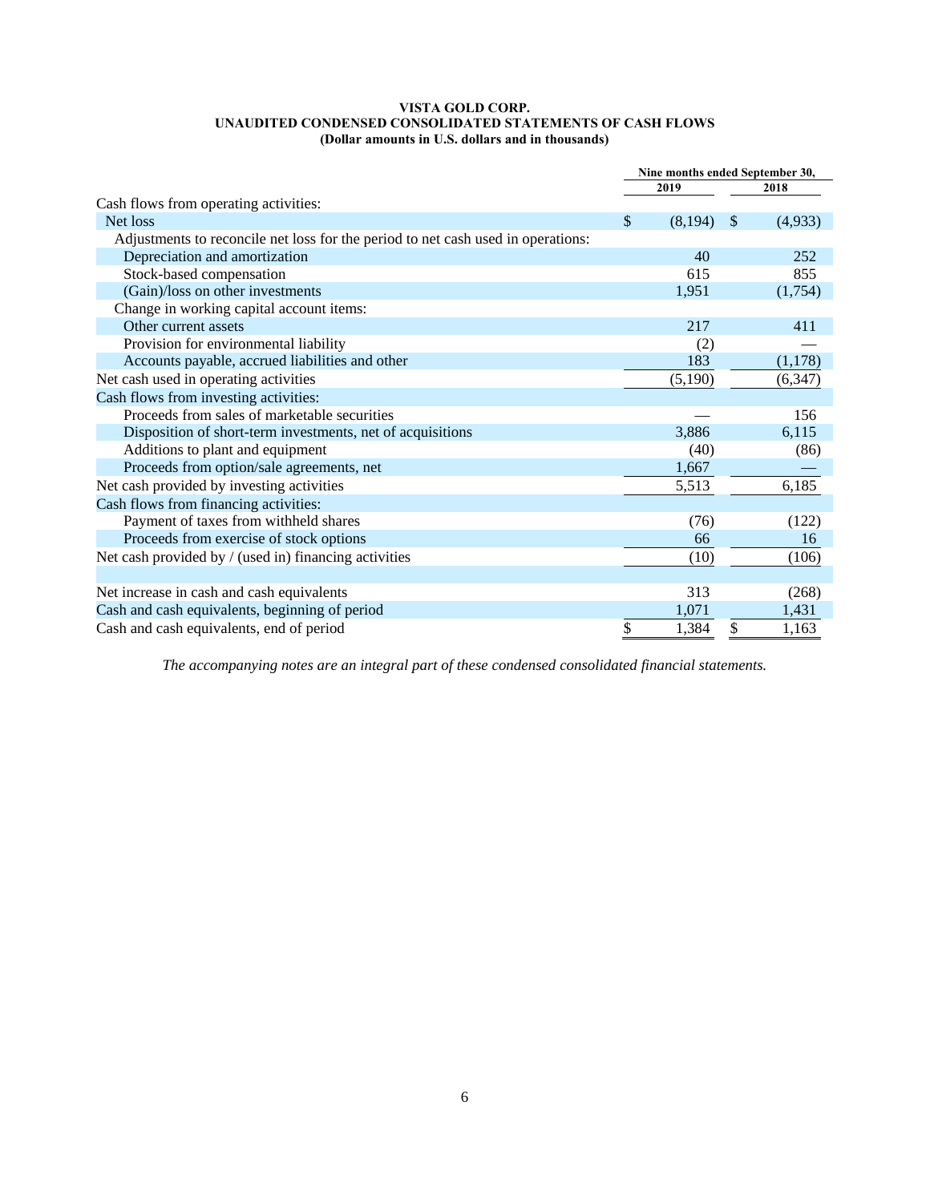**VISTA GOLD CORP.**
**UNAUDITED CONDENSED CONSOLIDATED STATEMENTS OF CASH FLOWS**
**(Dollar amounts in U.S. dollars and in thousands)**

| | Nine months ended September 30, | |
|---|---|---|
| | 2019 | 2018 |
| Cash flows from operating activities: | | |
| Net loss | $ (8,194) | $ (4,933) |
| Adjustments to reconcile net loss for the period to net cash used in operations: | | |
| Depreciation and amortization | 40 | 252 |
| Stock-based compensation | 615 | 855 |
| (Gain)/loss on other investments | 1,951 | (1,754) |
| Change in working capital account items: | | |
| Other current assets | 217 | 411 |
| Provision for environmental liability | (2) | — |
| Accounts payable, accrued liabilities and other | 183 | (1,178) |
| Net cash used in operating activities | (5,190) | (6,347) |
| Cash flows from investing activities: | | |
| Proceeds from sales of marketable securities | — | 156 |
| Disposition of short-term investments, net of acquisitions | 3,886 | 6,115 |
| Additions to plant and equipment | (40) | (86) |
| Proceeds from option/sale agreements, net | 1,667 | — |
| Net cash provided by investing activities | 5,513 | 6,185 |
| Cash flows from financing activities: | | |
| Payment of taxes from withheld shares | (76) | (122) |
| Proceeds from exercise of stock options | 66 | 16 |
| Net cash provided by / (used in) financing activities | (10) | (106) |
| | | |
| Net increase in cash and cash equivalents | 313 | (268) |
| Cash and cash equivalents, beginning of period | 1,071 | 1,431 |
| Cash and cash equivalents, end of period | $ 1,384 | $ 1,163 |

*The accompanying notes are an integral part of these condensed consolidated financial statements.*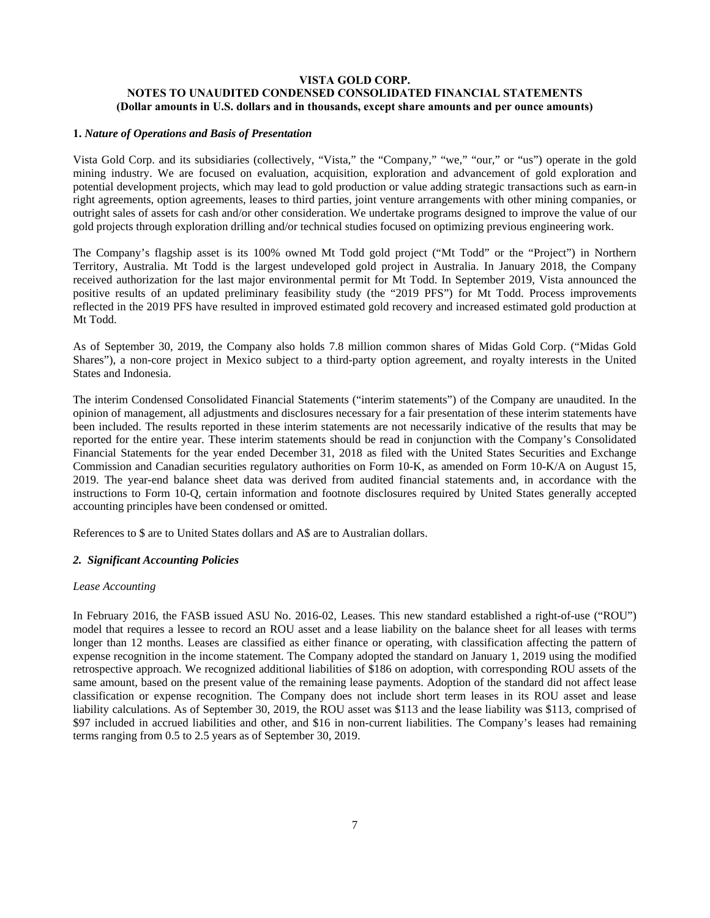**VISTA GOLD CORP.**
**NOTES TO UNAUDITED CONDENSED CONSOLIDATED FINANCIAL STATEMENTS**
**(Dollar amounts in U.S. dollars and in thousands, except share amounts and per ounce amounts)**

## 1. *Nature of Operations and Basis of Presentation*

Vista Gold Corp. and its subsidiaries (collectively, "Vista," the "Company," "we," "our," or "us") operate in the gold mining industry. We are focused on evaluation, acquisition, exploration and advancement of gold exploration and potential development projects, which may lead to gold production or value adding strategic transactions such as earn-in right agreements, option agreements, leases to third parties, joint venture arrangements with other mining companies, or outright sales of assets for cash and/or other consideration. We undertake programs designed to improve the value of our gold projects through exploration drilling and/or technical studies focused on optimizing previous engineering work.

The Company's flagship asset is its 100% owned Mt Todd gold project ("Mt Todd" or the "Project") in Northern Territory, Australia. Mt Todd is the largest undeveloped gold project in Australia. In January 2018, the Company received authorization for the last major environmental permit for Mt Todd. In September 2019, Vista announced the positive results of an updated preliminary feasibility study (the "2019 PFS") for Mt Todd. Process improvements reflected in the 2019 PFS have resulted in improved estimated gold recovery and increased estimated gold production at Mt Todd.

As of September 30, 2019, the Company also holds 7.8 million common shares of Midas Gold Corp. ("Midas Gold Shares"), a non-core project in Mexico subject to a third-party option agreement, and royalty interests in the United States and Indonesia.

The interim Condensed Consolidated Financial Statements ("interim statements") of the Company are unaudited. In the opinion of management, all adjustments and disclosures necessary for a fair presentation of these interim statements have been included. The results reported in these interim statements are not necessarily indicative of the results that may be reported for the entire year. These interim statements should be read in conjunction with the Company's Consolidated Financial Statements for the year ended December 31, 2018 as filed with the United States Securities and Exchange Commission and Canadian securities regulatory authorities on Form 10-K, as amended on Form 10-K/A on August 15, 2019. The year-end balance sheet data was derived from audited financial statements and, in accordance with the instructions to Form 10-Q, certain information and footnote disclosures required by United States generally accepted accounting principles have been condensed or omitted.

References to $ are to United States dollars and A$ are to Australian dollars.

## *2. Significant Accounting Policies*

*Lease Accounting*

In February 2016, the FASB issued ASU No. 2016-02, Leases. This new standard established a right-of-use ("ROU") model that requires a lessee to record an ROU asset and a lease liability on the balance sheet for all leases with terms longer than 12 months. Leases are classified as either finance or operating, with classification affecting the pattern of expense recognition in the income statement. The Company adopted the standard on January 1, 2019 using the modified retrospective approach. We recognized additional liabilities of $186 on adoption, with corresponding ROU assets of the same amount, based on the present value of the remaining lease payments. Adoption of the standard did not affect lease classification or expense recognition. The Company does not include short term leases in its ROU asset and lease liability calculations. As of September 30, 2019, the ROU asset was $113 and the lease liability was $113, comprised of $97 included in accrued liabilities and other, and $16 in non-current liabilities. The Company's leases had remaining terms ranging from 0.5 to 2.5 years as of September 30, 2019.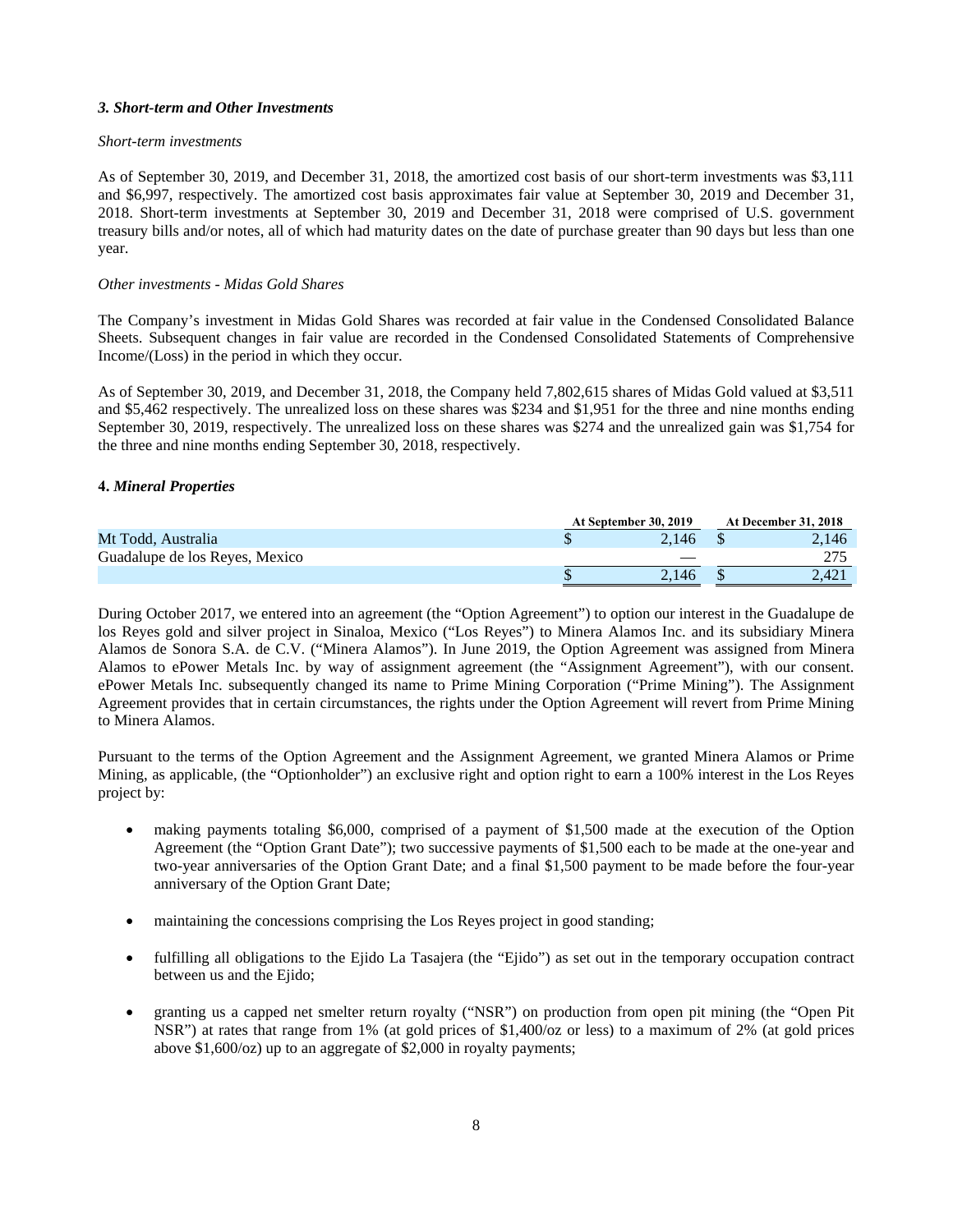### *3. Short-term and Other Investments*

*Short-term investments*

As of September 30, 2019, and December 31, 2018, the amortized cost basis of our short-term investments was $3,111 and $6,997, respectively. The amortized cost basis approximates fair value at September 30, 2019 and December 31, 2018. Short-term investments at September 30, 2019 and December 31, 2018 were comprised of U.S. government treasury bills and/or notes, all of which had maturity dates on the date of purchase greater than 90 days but less than one year.

*Other investments - Midas Gold Shares*

The Company's investment in Midas Gold Shares was recorded at fair value in the Condensed Consolidated Balance Sheets. Subsequent changes in fair value are recorded in the Condensed Consolidated Statements of Comprehensive Income/(Loss) in the period in which they occur.

As of September 30, 2019, and December 31, 2018, the Company held 7,802,615 shares of Midas Gold valued at $3,511 and $5,462 respectively. The unrealized loss on these shares was $234 and $1,951 for the three and nine months ending September 30, 2019, respectively. The unrealized loss on these shares was $274 and the unrealized gain was $1,754 for the three and nine months ending September 30, 2018, respectively.

### **4.** ***Mineral Properties***

| | At September 30, 2019 | At December 31, 2018 |
|---|---|---|
| Mt Todd, Australia | $ 2,146 | $ 2,146 |
| Guadalupe de los Reyes, Mexico | — | 275 |
| | $ 2,146 | $ 2,421 |

During October 2017, we entered into an agreement (the "Option Agreement") to option our interest in the Guadalupe de los Reyes gold and silver project in Sinaloa, Mexico ("Los Reyes") to Minera Alamos Inc. and its subsidiary Minera Alamos de Sonora S.A. de C.V. ("Minera Alamos"). In June 2019, the Option Agreement was assigned from Minera Alamos to ePower Metals Inc. by way of assignment agreement (the "Assignment Agreement"), with our consent. ePower Metals Inc. subsequently changed its name to Prime Mining Corporation ("Prime Mining"). The Assignment Agreement provides that in certain circumstances, the rights under the Option Agreement will revert from Prime Mining to Minera Alamos.

Pursuant to the terms of the Option Agreement and the Assignment Agreement, we granted Minera Alamos or Prime Mining, as applicable, (the "Optionholder") an exclusive right and option right to earn a 100% interest in the Los Reyes project by:

- making payments totaling $6,000, comprised of a payment of $1,500 made at the execution of the Option Agreement (the "Option Grant Date"); two successive payments of $1,500 each to be made at the one-year and two-year anniversaries of the Option Grant Date; and a final $1,500 payment to be made before the four-year anniversary of the Option Grant Date;

- maintaining the concessions comprising the Los Reyes project in good standing;

- fulfilling all obligations to the Ejido La Tasajera (the "Ejido") as set out in the temporary occupation contract between us and the Ejido;

- granting us a capped net smelter return royalty ("NSR") on production from open pit mining (the "Open Pit NSR") at rates that range from 1% (at gold prices of $1,400/oz or less) to a maximum of 2% (at gold prices above $1,600/oz) up to an aggregate of $2,000 in royalty payments;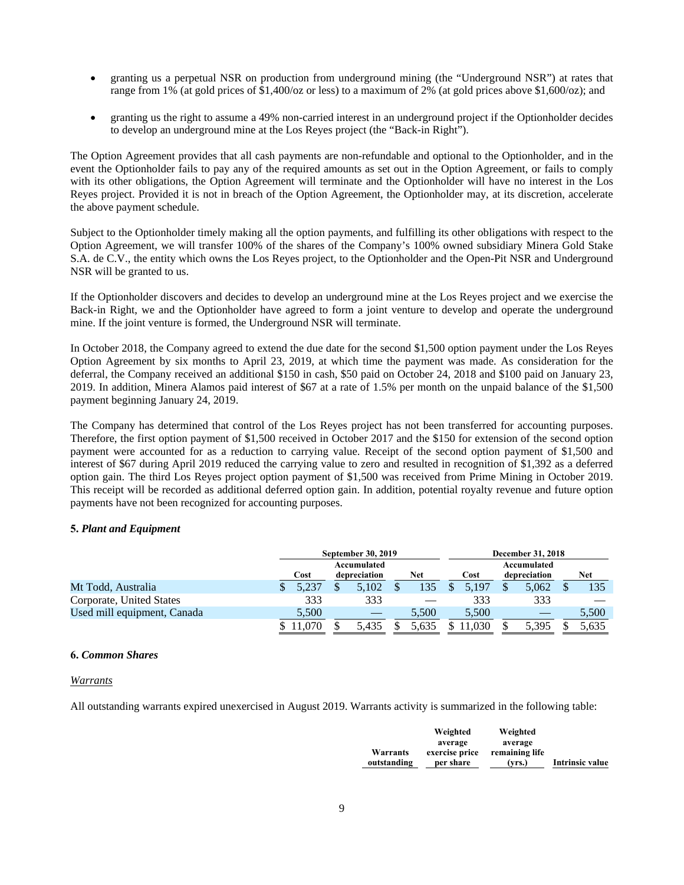- granting us a perpetual NSR on production from underground mining (the "Underground NSR") at rates that range from 1% (at gold prices of $1,400/oz or less) to a maximum of 2% (at gold prices above $1,600/oz); and

- granting us the right to assume a 49% non-carried interest in an underground project if the Optionholder decides to develop an underground mine at the Los Reyes project (the "Back-in Right").

The Option Agreement provides that all cash payments are non-refundable and optional to the Optionholder, and in the event the Optionholder fails to pay any of the required amounts as set out in the Option Agreement, or fails to comply with its other obligations, the Option Agreement will terminate and the Optionholder will have no interest in the Los Reyes project. Provided it is not in breach of the Option Agreement, the Optionholder may, at its discretion, accelerate the above payment schedule.

Subject to the Optionholder timely making all the option payments, and fulfilling its other obligations with respect to the Option Agreement, we will transfer 100% of the shares of the Company's 100% owned subsidiary Minera Gold Stake S.A. de C.V., the entity which owns the Los Reyes project, to the Optionholder and the Open-Pit NSR and Underground NSR will be granted to us.

If the Optionholder discovers and decides to develop an underground mine at the Los Reyes project and we exercise the Back-in Right, we and the Optionholder have agreed to form a joint venture to develop and operate the underground mine. If the joint venture is formed, the Underground NSR will terminate.

In October 2018, the Company agreed to extend the due date for the second $1,500 option payment under the Los Reyes Option Agreement by six months to April 23, 2019, at which time the payment was made. As consideration for the deferral, the Company received an additional $150 in cash, $50 paid on October 24, 2018 and $100 paid on January 23, 2019. In addition, Minera Alamos paid interest of $67 at a rate of 1.5% per month on the unpaid balance of the $1,500 payment beginning January 24, 2019.

The Company has determined that control of the Los Reyes project has not been transferred for accounting purposes. Therefore, the first option payment of $1,500 received in October 2017 and the $150 for extension of the second option payment were accounted for as a reduction to carrying value. Receipt of the second option payment of $1,500 and interest of $67 during April 2019 reduced the carrying value to zero and resulted in recognition of $1,392 as a deferred option gain. The third Los Reyes project option payment of $1,500 was received from Prime Mining in October 2019. This receipt will be recorded as additional deferred option gain. In addition, potential royalty revenue and future option payments have not been recognized for accounting purposes.

**5.** ***Plant and Equipment***

| | September 30, 2019 | | | December 31, 2018 | | |
|---|---|---|---|---|---|---|
| | Cost | Accumulated depreciation | Net | Cost | Accumulated depreciation | Net |
| Mt Todd, Australia | $ 5,237 | $ 5,102 | $ 135 | $ 5,197 | $ 5,062 | $ 135 |
| Corporate, United States | 333 | 333 | — | 333 | 333 | — |
| Used mill equipment, Canada | 5,500 | — | 5,500 | 5,500 | — | 5,500 |
| | $ 11,070 | $ 5,435 | $ 5,635 | $ 11,030 | $ 5,395 | $ 5,635 |

**6.** ***Common Shares***

*Warrants*

All outstanding warrants expired unexercised in August 2019. Warrants activity is summarized in the following table:

| | Warrants outstanding | Weighted average exercise price per share | Weighted average remaining life (yrs.) | Intrinsic value |
|---|---|---|---|---|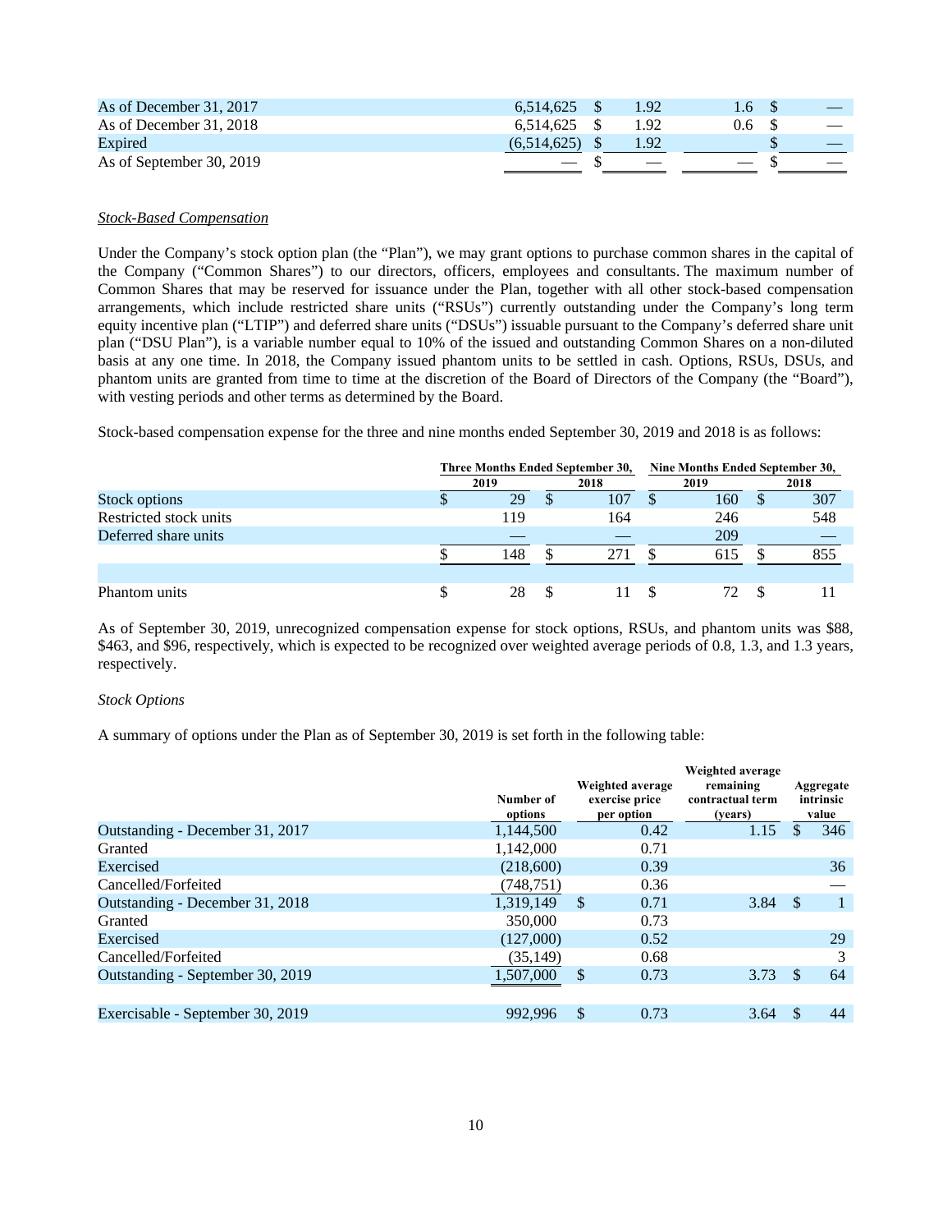| | | | | |
|---|---|---|---|---|
| As of December 31, 2017 | 6,514,625 | $ 1.92 | 1.6 | $ — |
| As of December 31, 2018 | 6,514,625 | $ 1.92 | 0.6 | $ — |
| Expired | (6,514,625) | $ 1.92 | | $ — |
| As of September 30, 2019 | — | $ — | — | $ — |

*Stock-Based Compensation*

Under the Company's stock option plan (the "Plan"), we may grant options to purchase common shares in the capital of the Company ("Common Shares") to our directors, officers, employees and consultants. The maximum number of Common Shares that may be reserved for issuance under the Plan, together with all other stock-based compensation arrangements, which include restricted share units ("RSUs") currently outstanding under the Company's long term equity incentive plan ("LTIP") and deferred share units ("DSUs") issuable pursuant to the Company's deferred share unit plan ("DSU Plan"), is a variable number equal to 10% of the issued and outstanding Common Shares on a non-diluted basis at any one time. In 2018, the Company issued phantom units to be settled in cash. Options, RSUs, DSUs, and phantom units are granted from time to time at the discretion of the Board of Directors of the Company (the "Board"), with vesting periods and other terms as determined by the Board.

Stock-based compensation expense for the three and nine months ended September 30, 2019 and 2018 is as follows:

| | Three Months Ended September 30, | | Nine Months Ended September 30, | |
|---|---|---|---|---|
| | 2019 | 2018 | 2019 | 2018 |
| Stock options | $ 29 | $ 107 | $ 160 | $ 307 |
| Restricted stock units | 119 | 164 | 246 | 548 |
| Deferred share units | — | — | 209 | — |
| | $ 148 | $ 271 | $ 615 | $ 855 |
| | | | | |
| Phantom units | $ 28 | $ 11 | $ 72 | $ 11 |

As of September 30, 2019, unrecognized compensation expense for stock options, RSUs, and phantom units was $88, $463, and $96, respectively, which is expected to be recognized over weighted average periods of 0.8, 1.3, and 1.3 years, respectively.

*Stock Options*

A summary of options under the Plan as of September 30, 2019 is set forth in the following table:

| | Number of options | Weighted average exercise price per option | Weighted average remaining contractual term (years) | Aggregate intrinsic value |
|---|---|---|---|---|
| Outstanding - December 31, 2017 | 1,144,500 | 0.42 | 1.15 | $ 346 |
| Granted | 1,142,000 | 0.71 | | |
| Exercised | (218,600) | 0.39 | | 36 |
| Cancelled/Forfeited | (748,751) | 0.36 | | — |
| Outstanding - December 31, 2018 | 1,319,149 | $ 0.71 | 3.84 | $ 1 |
| Granted | 350,000 | 0.73 | | |
| Exercised | (127,000) | 0.52 | | 29 |
| Cancelled/Forfeited | (35,149) | 0.68 | | 3 |
| Outstanding - September 30, 2019 | 1,507,000 | $ 0.73 | 3.73 | $ 64 |
| | | | | |
| Exercisable - September 30, 2019 | 992,996 | $ 0.73 | 3.64 | $ 44 |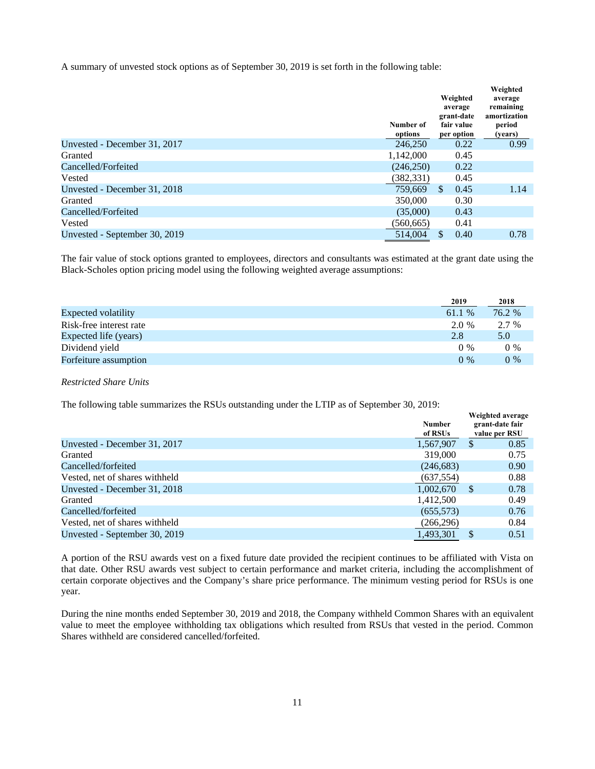A summary of unvested stock options as of September 30, 2019 is set forth in the following table:

| | Number of options | Weighted average grant-date fair value per option | Weighted average remaining amortization period (years) |
|---|---|---|---|
| Unvested - December 31, 2017 | 246,250 | 0.22 | 0.99 |
| Granted | 1,142,000 | 0.45 | |
| Cancelled/Forfeited | (246,250) | 0.22 | |
| Vested | (382,331) | 0.45 | |
| Unvested - December 31, 2018 | 759,669 | $ 0.45 | 1.14 |
| Granted | 350,000 | 0.30 | |
| Cancelled/Forfeited | (35,000) | 0.43 | |
| Vested | (560,665) | 0.41 | |
| Unvested - September 30, 2019 | 514,004 | $ 0.40 | 0.78 |

The fair value of stock options granted to employees, directors and consultants was estimated at the grant date using the Black-Scholes option pricing model using the following weighted average assumptions:

| | 2019 | 2018 |
|---|---|---|
| Expected volatility | 61.1 % | 76.2 % |
| Risk-free interest rate | 2.0 % | 2.7 % |
| Expected life (years) | 2.8 | 5.0 |
| Dividend yield | 0 % | 0 % |
| Forfeiture assumption | 0 % | 0 % |

*Restricted Share Units*

The following table summarizes the RSUs outstanding under the LTIP as of September 30, 2019:

| | Number of RSUs | Weighted average grant-date fair value per RSU |
|---|---|---|
| Unvested - December 31, 2017 | 1,567,907 | $ 0.85 |
| Granted | 319,000 | 0.75 |
| Cancelled/forfeited | (246,683) | 0.90 |
| Vested, net of shares withheld | (637,554) | 0.88 |
| Unvested - December 31, 2018 | 1,002,670 | $ 0.78 |
| Granted | 1,412,500 | 0.49 |
| Cancelled/forfeited | (655,573) | 0.76 |
| Vested, net of shares withheld | (266,296) | 0.84 |
| Unvested - September 30, 2019 | 1,493,301 | $ 0.51 |

A portion of the RSU awards vest on a fixed future date provided the recipient continues to be affiliated with Vista on that date. Other RSU awards vest subject to certain performance and market criteria, including the accomplishment of certain corporate objectives and the Company's share price performance. The minimum vesting period for RSUs is one year.

During the nine months ended September 30, 2019 and 2018, the Company withheld Common Shares with an equivalent value to meet the employee withholding tax obligations which resulted from RSUs that vested in the period. Common Shares withheld are considered cancelled/forfeited.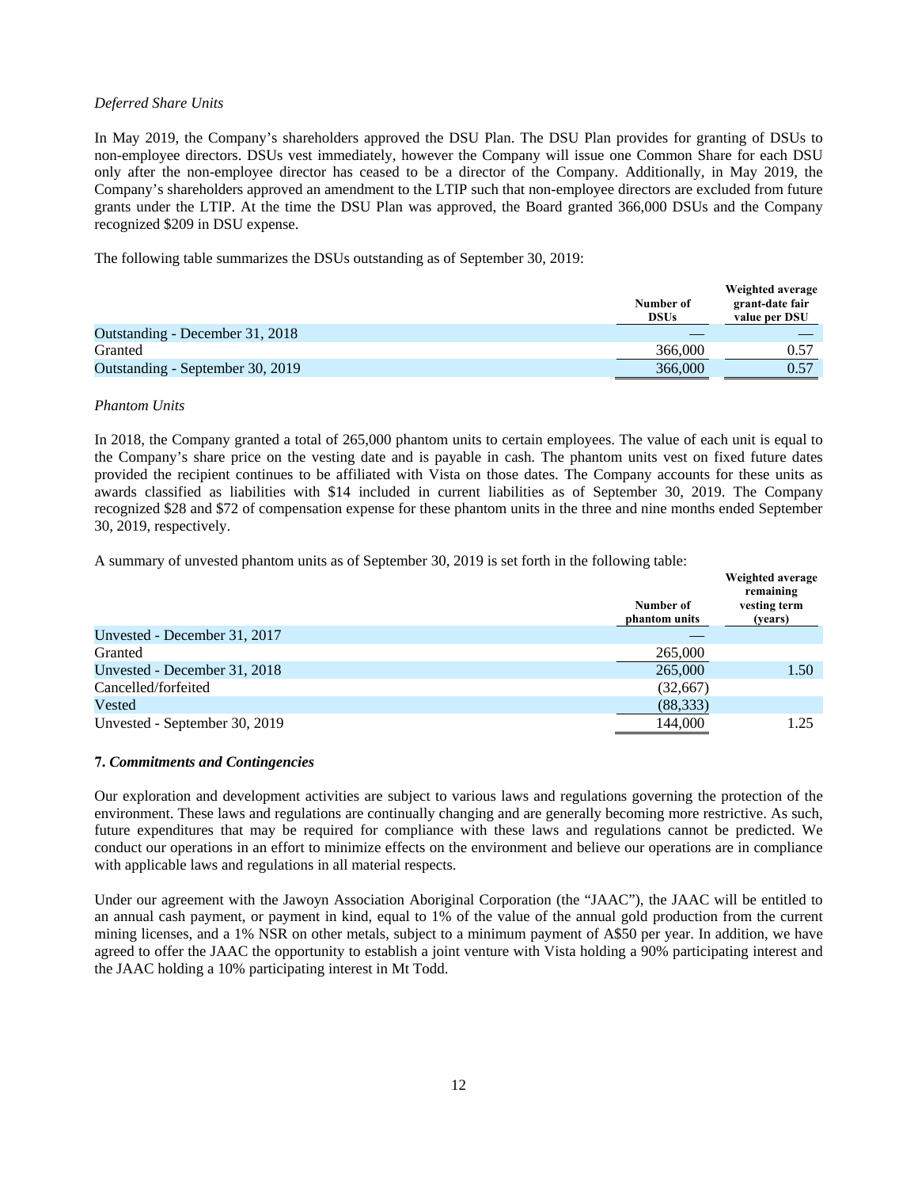*Deferred Share Units*

In May 2019, the Company's shareholders approved the DSU Plan. The DSU Plan provides for granting of DSUs to non-employee directors. DSUs vest immediately, however the Company will issue one Common Share for each DSU only after the non-employee director has ceased to be a director of the Company. Additionally, in May 2019, the Company's shareholders approved an amendment to the LTIP such that non-employee directors are excluded from future grants under the LTIP. At the time the DSU Plan was approved, the Board granted 366,000 DSUs and the Company recognized $209 in DSU expense.

The following table summarizes the DSUs outstanding as of September 30, 2019:

| | Number of DSUs | Weighted average grant-date fair value per DSU |
|---|---|---|
| Outstanding - December 31, 2018 | — | — |
| Granted | 366,000 | 0.57 |
| Outstanding - September 30, 2019 | 366,000 | 0.57 |

*Phantom Units*

In 2018, the Company granted a total of 265,000 phantom units to certain employees. The value of each unit is equal to the Company's share price on the vesting date and is payable in cash. The phantom units vest on fixed future dates provided the recipient continues to be affiliated with Vista on those dates. The Company accounts for these units as awards classified as liabilities with $14 included in current liabilities as of September 30, 2019. The Company recognized $28 and $72 of compensation expense for these phantom units in the three and nine months ended September 30, 2019, respectively.

A summary of unvested phantom units as of September 30, 2019 is set forth in the following table:

| | Number of phantom units | Weighted average remaining vesting term (years) |
|---|---|---|
| Unvested - December 31, 2017 | — | |
| Granted | 265,000 | |
| Unvested - December 31, 2018 | 265,000 | 1.50 |
| Cancelled/forfeited | (32,667) | |
| Vested | (88,333) | |
| Unvested - September 30, 2019 | 144,000 | 1.25 |

**7. *Commitments and Contingencies***

Our exploration and development activities are subject to various laws and regulations governing the protection of the environment. These laws and regulations are continually changing and are generally becoming more restrictive. As such, future expenditures that may be required for compliance with these laws and regulations cannot be predicted. We conduct our operations in an effort to minimize effects on the environment and believe our operations are in compliance with applicable laws and regulations in all material respects.

Under our agreement with the Jawoyn Association Aboriginal Corporation (the "JAAC"), the JAAC will be entitled to an annual cash payment, or payment in kind, equal to 1% of the value of the annual gold production from the current mining licenses, and a 1% NSR on other metals, subject to a minimum payment of A$50 per year. In addition, we have agreed to offer the JAAC the opportunity to establish a joint venture with Vista holding a 90% participating interest and the JAAC holding a 10% participating interest in Mt Todd.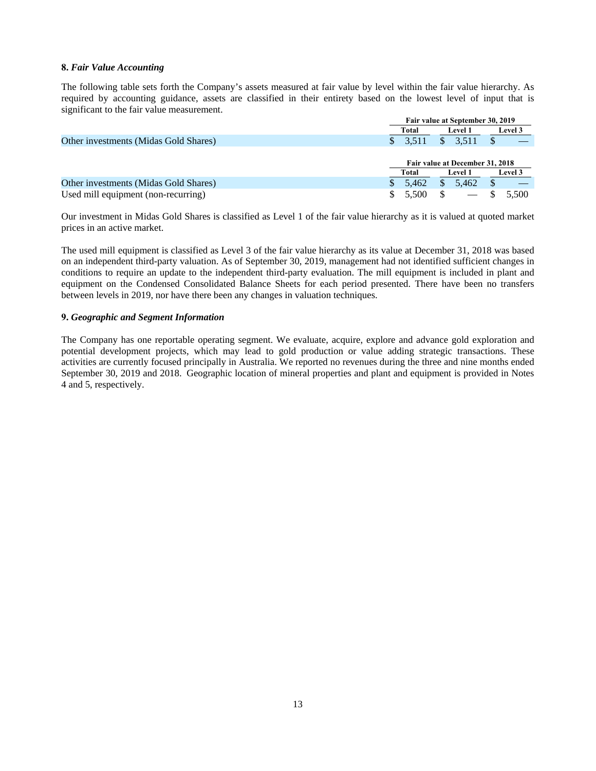**8.** ***Fair Value Accounting***

The following table sets forth the Company's assets measured at fair value by level within the fair value hierarchy. As required by accounting guidance, assets are classified in their entirety based on the lowest level of input that is significant to the fair value measurement.

| | Fair value at September 30, 2019 | | |
|---|---|---|---|
| | **Total** | **Level 1** | **Level 3** |
| Other investments (Midas Gold Shares) | $ 3,511 | $ 3,511 | $ — |

| | Fair value at December 31, 2018 | | |
|---|---|---|---|
| | **Total** | **Level 1** | **Level 3** |
| Other investments (Midas Gold Shares) | $ 5,462 | $ 5,462 | $ — |
| Used mill equipment (non-recurring) | $ 5,500 | $ — | $ 5,500 |

Our investment in Midas Gold Shares is classified as Level 1 of the fair value hierarchy as it is valued at quoted market prices in an active market.

The used mill equipment is classified as Level 3 of the fair value hierarchy as its value at December 31, 2018 was based on an independent third-party valuation. As of September 30, 2019, management had not identified sufficient changes in conditions to require an update to the independent third-party evaluation. The mill equipment is included in plant and equipment on the Condensed Consolidated Balance Sheets for each period presented. There have been no transfers between levels in 2019, nor have there been any changes in valuation techniques.

**9.** ***Geographic and Segment Information***

The Company has one reportable operating segment. We evaluate, acquire, explore and advance gold exploration and potential development projects, which may lead to gold production or value adding strategic transactions. These activities are currently focused principally in Australia. We reported no revenues during the three and nine months ended September 30, 2019 and 2018. Geographic location of mineral properties and plant and equipment is provided in Notes 4 and 5, respectively.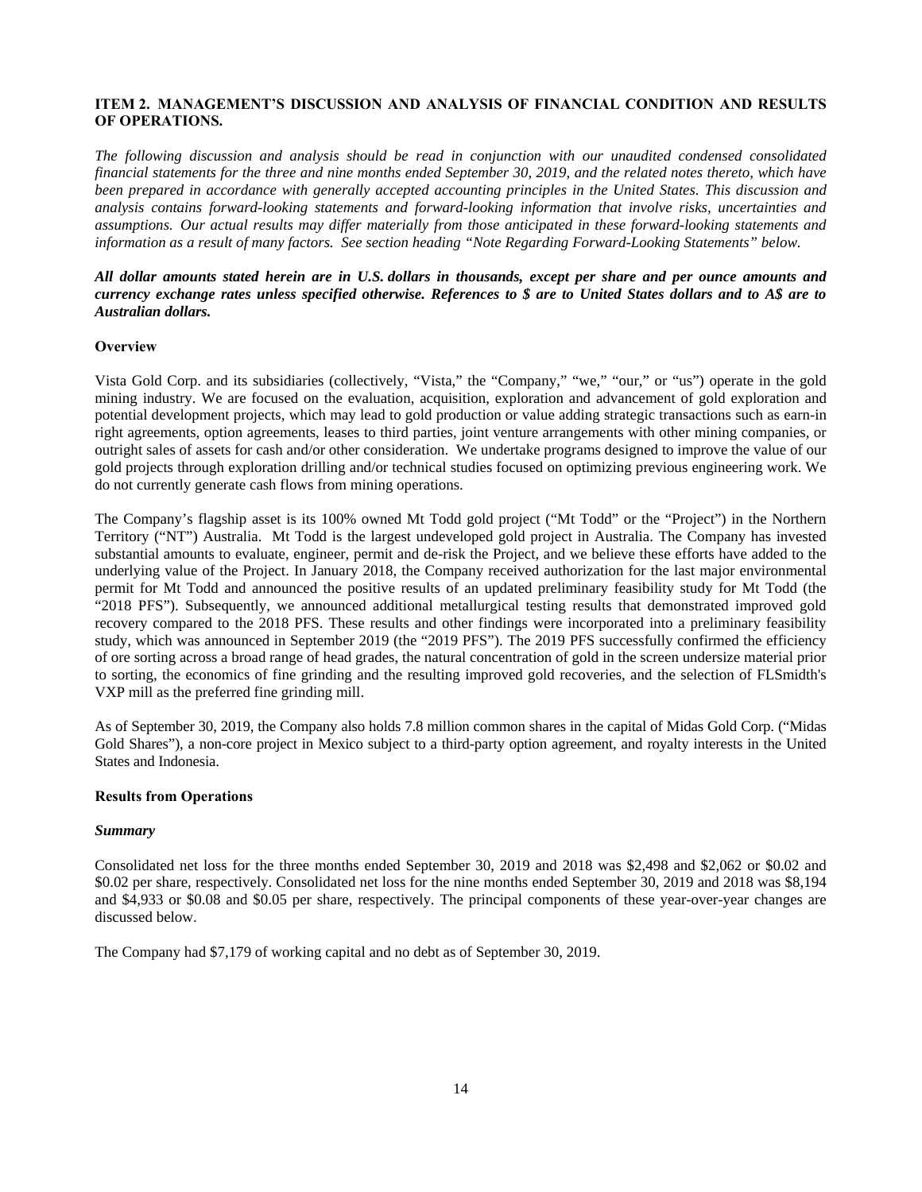## ITEM 2. MANAGEMENT'S DISCUSSION AND ANALYSIS OF FINANCIAL CONDITION AND RESULTS OF OPERATIONS.

*The following discussion and analysis should be read in conjunction with our unaudited condensed consolidated financial statements for the three and nine months ended September 30, 2019, and the related notes thereto, which have been prepared in accordance with generally accepted accounting principles in the United States. This discussion and analysis contains forward-looking statements and forward-looking information that involve risks, uncertainties and assumptions. Our actual results may differ materially from those anticipated in these forward-looking statements and information as a result of many factors. See section heading "Note Regarding Forward-Looking Statements" below.*

***All dollar amounts stated herein are in U.S. dollars in thousands, except per share and per ounce amounts and currency exchange rates unless specified otherwise. References to $ are to United States dollars and to A$ are to Australian dollars.***

### Overview

Vista Gold Corp. and its subsidiaries (collectively, "Vista," the "Company," "we," "our," or "us") operate in the gold mining industry. We are focused on the evaluation, acquisition, exploration and advancement of gold exploration and potential development projects, which may lead to gold production or value adding strategic transactions such as earn-in right agreements, option agreements, leases to third parties, joint venture arrangements with other mining companies, or outright sales of assets for cash and/or other consideration. We undertake programs designed to improve the value of our gold projects through exploration drilling and/or technical studies focused on optimizing previous engineering work. We do not currently generate cash flows from mining operations.

The Company's flagship asset is its 100% owned Mt Todd gold project ("Mt Todd" or the "Project") in the Northern Territory ("NT") Australia. Mt Todd is the largest undeveloped gold project in Australia. The Company has invested substantial amounts to evaluate, engineer, permit and de-risk the Project, and we believe these efforts have added to the underlying value of the Project. In January 2018, the Company received authorization for the last major environmental permit for Mt Todd and announced the positive results of an updated preliminary feasibility study for Mt Todd (the "2018 PFS"). Subsequently, we announced additional metallurgical testing results that demonstrated improved gold recovery compared to the 2018 PFS. These results and other findings were incorporated into a preliminary feasibility study, which was announced in September 2019 (the "2019 PFS"). The 2019 PFS successfully confirmed the efficiency of ore sorting across a broad range of head grades, the natural concentration of gold in the screen undersize material prior to sorting, the economics of fine grinding and the resulting improved gold recoveries, and the selection of FLSmidth's VXP mill as the preferred fine grinding mill.

As of September 30, 2019, the Company also holds 7.8 million common shares in the capital of Midas Gold Corp. ("Midas Gold Shares"), a non-core project in Mexico subject to a third-party option agreement, and royalty interests in the United States and Indonesia.

### Results from Operations

#### *Summary*

Consolidated net loss for the three months ended September 30, 2019 and 2018 was $2,498 and $2,062 or $0.02 and $0.02 per share, respectively. Consolidated net loss for the nine months ended September 30, 2019 and 2018 was $8,194 and $4,933 or $0.08 and $0.05 per share, respectively. The principal components of these year-over-year changes are discussed below.

The Company had $7,179 of working capital and no debt as of September 30, 2019.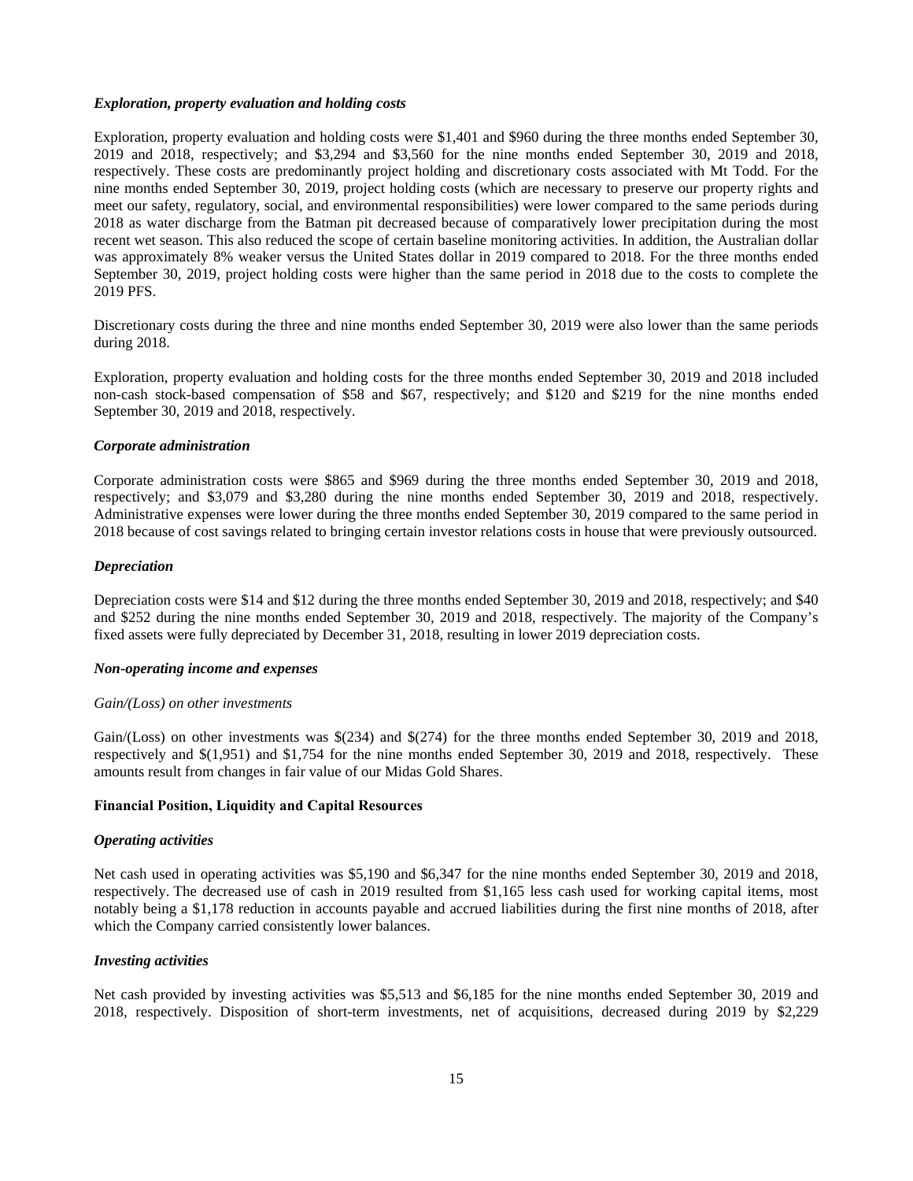***Exploration, property evaluation and holding costs***

Exploration, property evaluation and holding costs were $1,401 and $960 during the three months ended September 30, 2019 and 2018, respectively; and $3,294 and $3,560 for the nine months ended September 30, 2019 and 2018, respectively. These costs are predominantly project holding and discretionary costs associated with Mt Todd. For the nine months ended September 30, 2019, project holding costs (which are necessary to preserve our property rights and meet our safety, regulatory, social, and environmental responsibilities) were lower compared to the same periods during 2018 as water discharge from the Batman pit decreased because of comparatively lower precipitation during the most recent wet season. This also reduced the scope of certain baseline monitoring activities. In addition, the Australian dollar was approximately 8% weaker versus the United States dollar in 2019 compared to 2018. For the three months ended September 30, 2019, project holding costs were higher than the same period in 2018 due to the costs to complete the 2019 PFS.

Discretionary costs during the three and nine months ended September 30, 2019 were also lower than the same periods during 2018.

Exploration, property evaluation and holding costs for the three months ended September 30, 2019 and 2018 included non-cash stock-based compensation of $58 and $67, respectively; and $120 and $219 for the nine months ended September 30, 2019 and 2018, respectively.

***Corporate administration***

Corporate administration costs were $865 and $969 during the three months ended September 30, 2019 and 2018, respectively; and $3,079 and $3,280 during the nine months ended September 30, 2019 and 2018, respectively. Administrative expenses were lower during the three months ended September 30, 2019 compared to the same period in 2018 because of cost savings related to bringing certain investor relations costs in house that were previously outsourced.

***Depreciation***

Depreciation costs were $14 and $12 during the three months ended September 30, 2019 and 2018, respectively; and $40 and $252 during the nine months ended September 30, 2019 and 2018, respectively. The majority of the Company's fixed assets were fully depreciated by December 31, 2018, resulting in lower 2019 depreciation costs.

***Non-operating income and expenses***

*Gain/(Loss) on other investments*

Gain/(Loss) on other investments was $(234) and $(274) for the three months ended September 30, 2019 and 2018, respectively and $(1,951) and $1,754 for the nine months ended September 30, 2019 and 2018, respectively. These amounts result from changes in fair value of our Midas Gold Shares.

**Financial Position, Liquidity and Capital Resources**

***Operating activities***

Net cash used in operating activities was $5,190 and $6,347 for the nine months ended September 30, 2019 and 2018, respectively. The decreased use of cash in 2019 resulted from $1,165 less cash used for working capital items, most notably being a $1,178 reduction in accounts payable and accrued liabilities during the first nine months of 2018, after which the Company carried consistently lower balances.

***Investing activities***

Net cash provided by investing activities was $5,513 and $6,185 for the nine months ended September 30, 2019 and 2018, respectively. Disposition of short-term investments, net of acquisitions, decreased during 2019 by $2,229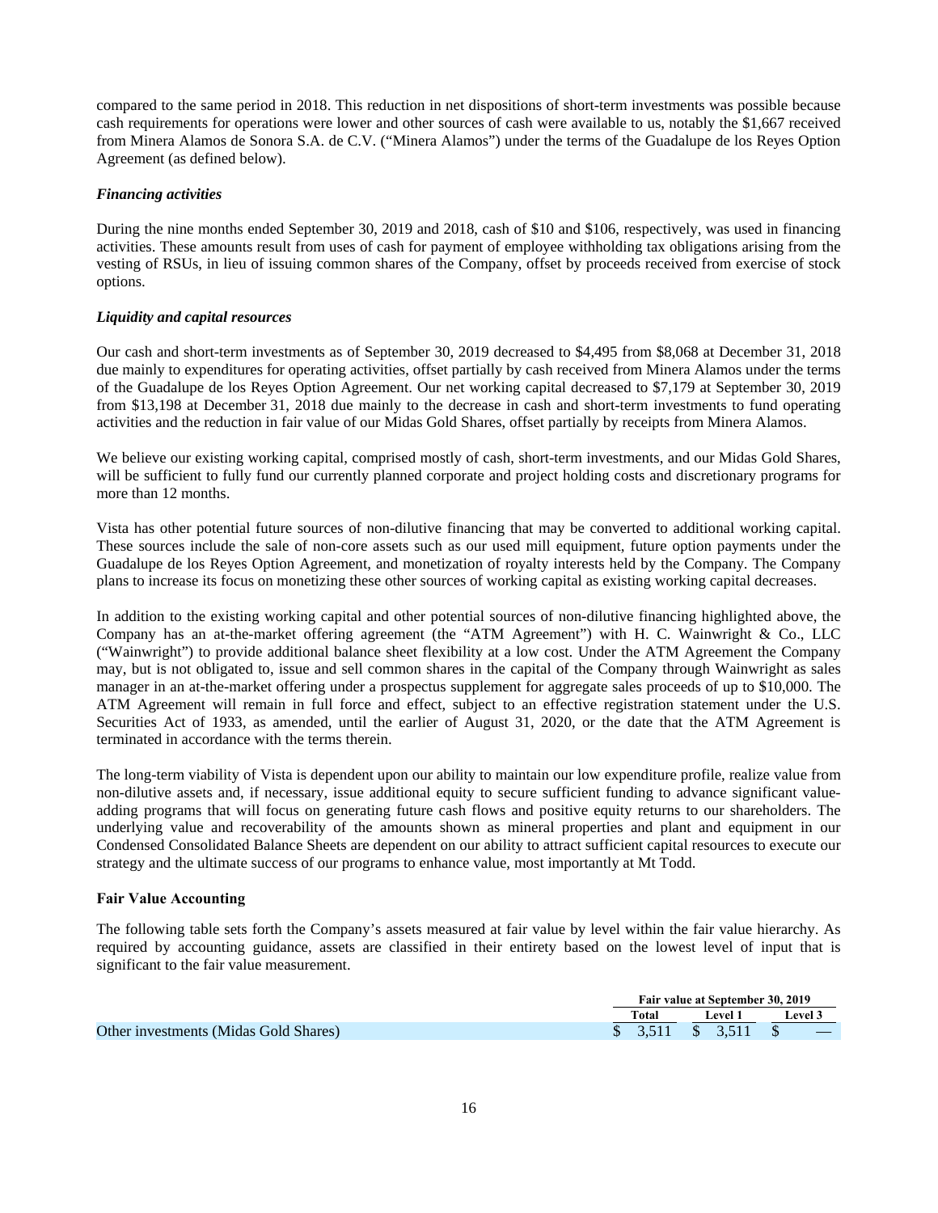compared to the same period in 2018. This reduction in net dispositions of short-term investments was possible because cash requirements for operations were lower and other sources of cash were available to us, notably the $1,667 received from Minera Alamos de Sonora S.A. de C.V. ("Minera Alamos") under the terms of the Guadalupe de los Reyes Option Agreement (as defined below).

***Financing activities***

During the nine months ended September 30, 2019 and 2018, cash of $10 and $106, respectively, was used in financing activities. These amounts result from uses of cash for payment of employee withholding tax obligations arising from the vesting of RSUs, in lieu of issuing common shares of the Company, offset by proceeds received from exercise of stock options.

***Liquidity and capital resources***

Our cash and short-term investments as of September 30, 2019 decreased to $4,495 from $8,068 at December 31, 2018 due mainly to expenditures for operating activities, offset partially by cash received from Minera Alamos under the terms of the Guadalupe de los Reyes Option Agreement. Our net working capital decreased to $7,179 at September 30, 2019 from $13,198 at December 31, 2018 due mainly to the decrease in cash and short-term investments to fund operating activities and the reduction in fair value of our Midas Gold Shares, offset partially by receipts from Minera Alamos.

We believe our existing working capital, comprised mostly of cash, short-term investments, and our Midas Gold Shares, will be sufficient to fully fund our currently planned corporate and project holding costs and discretionary programs for more than 12 months.

Vista has other potential future sources of non-dilutive financing that may be converted to additional working capital. These sources include the sale of non-core assets such as our used mill equipment, future option payments under the Guadalupe de los Reyes Option Agreement, and monetization of royalty interests held by the Company. The Company plans to increase its focus on monetizing these other sources of working capital as existing working capital decreases.

In addition to the existing working capital and other potential sources of non-dilutive financing highlighted above, the Company has an at-the-market offering agreement (the "ATM Agreement") with H. C. Wainwright & Co., LLC ("Wainwright") to provide additional balance sheet flexibility at a low cost. Under the ATM Agreement the Company may, but is not obligated to, issue and sell common shares in the capital of the Company through Wainwright as sales manager in an at-the-market offering under a prospectus supplement for aggregate sales proceeds of up to $10,000. The ATM Agreement will remain in full force and effect, subject to an effective registration statement under the U.S. Securities Act of 1933, as amended, until the earlier of August 31, 2020, or the date that the ATM Agreement is terminated in accordance with the terms therein.

The long-term viability of Vista is dependent upon our ability to maintain our low expenditure profile, realize value from non-dilutive assets and, if necessary, issue additional equity to secure sufficient funding to advance significant value-adding programs that will focus on generating future cash flows and positive equity returns to our shareholders. The underlying value and recoverability of the amounts shown as mineral properties and plant and equipment in our Condensed Consolidated Balance Sheets are dependent on our ability to attract sufficient capital resources to execute our strategy and the ultimate success of our programs to enhance value, most importantly at Mt Todd.

**Fair Value Accounting**

The following table sets forth the Company's assets measured at fair value by level within the fair value hierarchy. As required by accounting guidance, assets are classified in their entirety based on the lowest level of input that is significant to the fair value measurement.

| | Fair value at September 30, 2019 | | |
|---|---|---|---|
| | Total | Level 1 | Level 3 |
| Other investments (Midas Gold Shares) | $ 3,511 | $ 3,511 | $ — |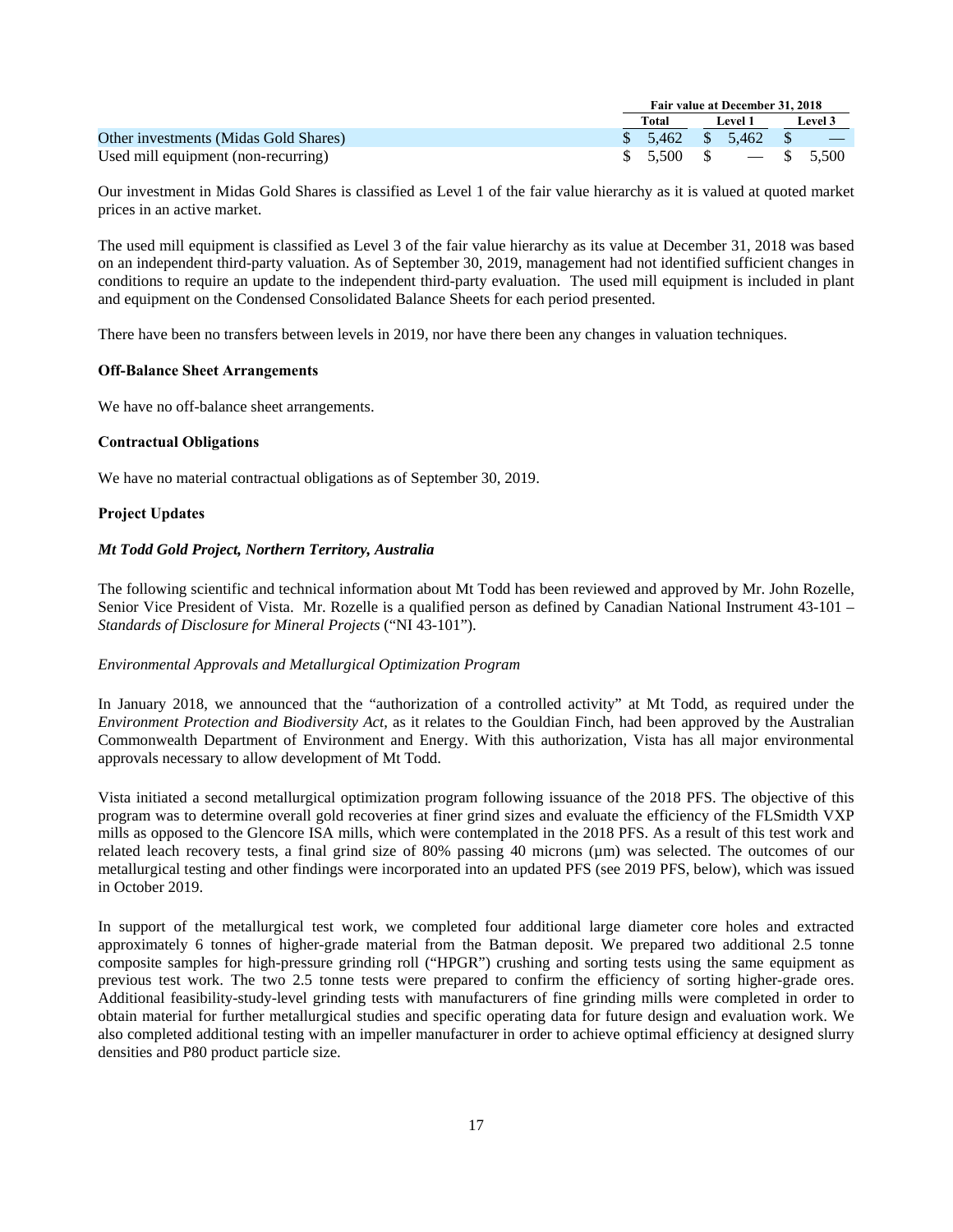| | Fair value at December 31, 2018 | | |
|---|---|---|---|
| | Total | Level 1 | Level 3 |
| Other investments (Midas Gold Shares) | $ 5,462 | $ 5,462 | $ — |
| Used mill equipment (non-recurring) | $ 5,500 | $ — | $ 5,500 |

Our investment in Midas Gold Shares is classified as Level 1 of the fair value hierarchy as it is valued at quoted market prices in an active market.

The used mill equipment is classified as Level 3 of the fair value hierarchy as its value at December 31, 2018 was based on an independent third-party valuation. As of September 30, 2019, management had not identified sufficient changes in conditions to require an update to the independent third-party evaluation. The used mill equipment is included in plant and equipment on the Condensed Consolidated Balance Sheets for each period presented.

There have been no transfers between levels in 2019, nor have there been any changes in valuation techniques.

**Off-Balance Sheet Arrangements**

We have no off-balance sheet arrangements.

**Contractual Obligations**

We have no material contractual obligations as of September 30, 2019.

**Project Updates**

***Mt Todd Gold Project, Northern Territory, Australia***

The following scientific and technical information about Mt Todd has been reviewed and approved by Mr. John Rozelle, Senior Vice President of Vista. Mr. Rozelle is a qualified person as defined by Canadian National Instrument 43-101 – *Standards of Disclosure for Mineral Projects* ("NI 43-101").

*Environmental Approvals and Metallurgical Optimization Program*

In January 2018, we announced that the "authorization of a controlled activity" at Mt Todd, as required under the *Environment Protection and Biodiversity Act*, as it relates to the Gouldian Finch, had been approved by the Australian Commonwealth Department of Environment and Energy. With this authorization, Vista has all major environmental approvals necessary to allow development of Mt Todd.

Vista initiated a second metallurgical optimization program following issuance of the 2018 PFS. The objective of this program was to determine overall gold recoveries at finer grind sizes and evaluate the efficiency of the FLSmidth VXP mills as opposed to the Glencore ISA mills, which were contemplated in the 2018 PFS. As a result of this test work and related leach recovery tests, a final grind size of 80% passing 40 microns (µm) was selected. The outcomes of our metallurgical testing and other findings were incorporated into an updated PFS (see 2019 PFS, below), which was issued in October 2019.

In support of the metallurgical test work, we completed four additional large diameter core holes and extracted approximately 6 tonnes of higher-grade material from the Batman deposit. We prepared two additional 2.5 tonne composite samples for high-pressure grinding roll ("HPGR") crushing and sorting tests using the same equipment as previous test work. The two 2.5 tonne tests were prepared to confirm the efficiency of sorting higher-grade ores. Additional feasibility-study-level grinding tests with manufacturers of fine grinding mills were completed in order to obtain material for further metallurgical studies and specific operating data for future design and evaluation work. We also completed additional testing with an impeller manufacturer in order to achieve optimal efficiency at designed slurry densities and P80 product particle size.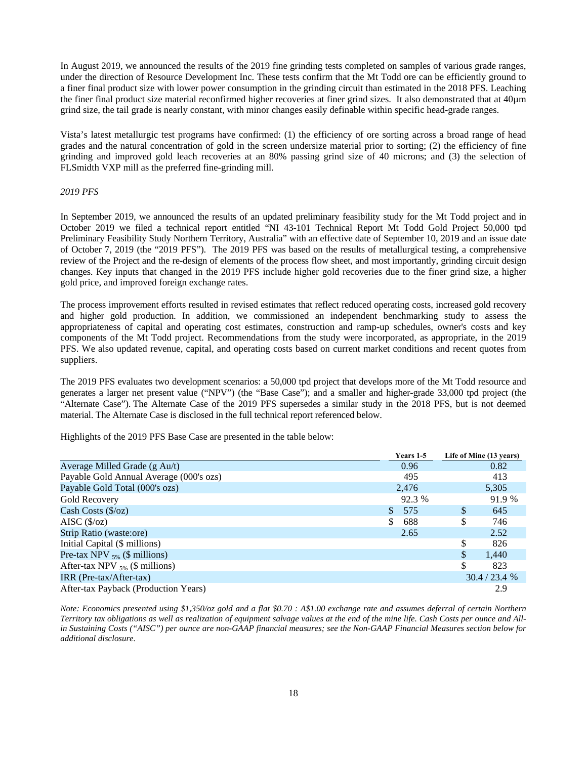In August 2019, we announced the results of the 2019 fine grinding tests completed on samples of various grade ranges, under the direction of Resource Development Inc. These tests confirm that the Mt Todd ore can be efficiently ground to a finer final product size with lower power consumption in the grinding circuit than estimated in the 2018 PFS. Leaching the finer final product size material reconfirmed higher recoveries at finer grind sizes. It also demonstrated that at 40µm grind size, the tail grade is nearly constant, with minor changes easily definable within specific head-grade ranges.

Vista's latest metallurgic test programs have confirmed: (1) the efficiency of ore sorting across a broad range of head grades and the natural concentration of gold in the screen undersize material prior to sorting; (2) the efficiency of fine grinding and improved gold leach recoveries at an 80% passing grind size of 40 microns; and (3) the selection of FLSmidth VXP mill as the preferred fine-grinding mill.

*2019 PFS*

In September 2019, we announced the results of an updated preliminary feasibility study for the Mt Todd project and in October 2019 we filed a technical report entitled "NI 43-101 Technical Report Mt Todd Gold Project 50,000 tpd Preliminary Feasibility Study Northern Territory, Australia" with an effective date of September 10, 2019 and an issue date of October 7, 2019 (the "2019 PFS"). The 2019 PFS was based on the results of metallurgical testing, a comprehensive review of the Project and the re-design of elements of the process flow sheet, and most importantly, grinding circuit design changes. Key inputs that changed in the 2019 PFS include higher gold recoveries due to the finer grind size, a higher gold price, and improved foreign exchange rates.

The process improvement efforts resulted in revised estimates that reflect reduced operating costs, increased gold recovery and higher gold production. In addition, we commissioned an independent benchmarking study to assess the appropriateness of capital and operating cost estimates, construction and ramp-up schedules, owner's costs and key components of the Mt Todd project. Recommendations from the study were incorporated, as appropriate, in the 2019 PFS. We also updated revenue, capital, and operating costs based on current market conditions and recent quotes from suppliers.

The 2019 PFS evaluates two development scenarios: a 50,000 tpd project that develops more of the Mt Todd resource and generates a larger net present value ("NPV") (the "Base Case"); and a smaller and higher-grade 33,000 tpd project (the "Alternate Case"). The Alternate Case of the 2019 PFS supersedes a similar study in the 2018 PFS, but is not deemed material. The Alternate Case is disclosed in the full technical report referenced below.

Highlights of the 2019 PFS Base Case are presented in the table below:

| | Years 1-5 | Life of Mine (13 years) |
|---|---|---|
| Average Milled Grade (g Au/t) | 0.96 | 0.82 |
| Payable Gold Annual Average (000's ozs) | 495 | 413 |
| Payable Gold Total (000's ozs) | 2,476 | 5,305 |
| Gold Recovery | 92.3 % | 91.9 % |
| Cash Costs ($/oz) | $ 575 | $ 645 |
| AISC ($/oz) | $ 688 | $ 746 |
| Strip Ratio (waste:ore) | 2.65 | 2.52 |
| Initial Capital ($ millions) | | $ 826 |
| Pre-tax NPV $_{5\%}$ ($ millions) | | $ 1,440 |
| After-tax NPV $_{5\%}$ ($ millions) | | $ 823 |
| IRR (Pre-tax/After-tax) | | 30.4 / 23.4 % |
| After-tax Payback (Production Years) | | 2.9 |

*Note: Economics presented using $1,350/oz gold and a flat $0.70 : A$1.00 exchange rate and assumes deferral of certain Northern Territory tax obligations as well as realization of equipment salvage values at the end of the mine life. Cash Costs per ounce and All-in Sustaining Costs ("AISC") per ounce are non-GAAP financial measures; see the Non-GAAP Financial Measures section below for additional disclosure.*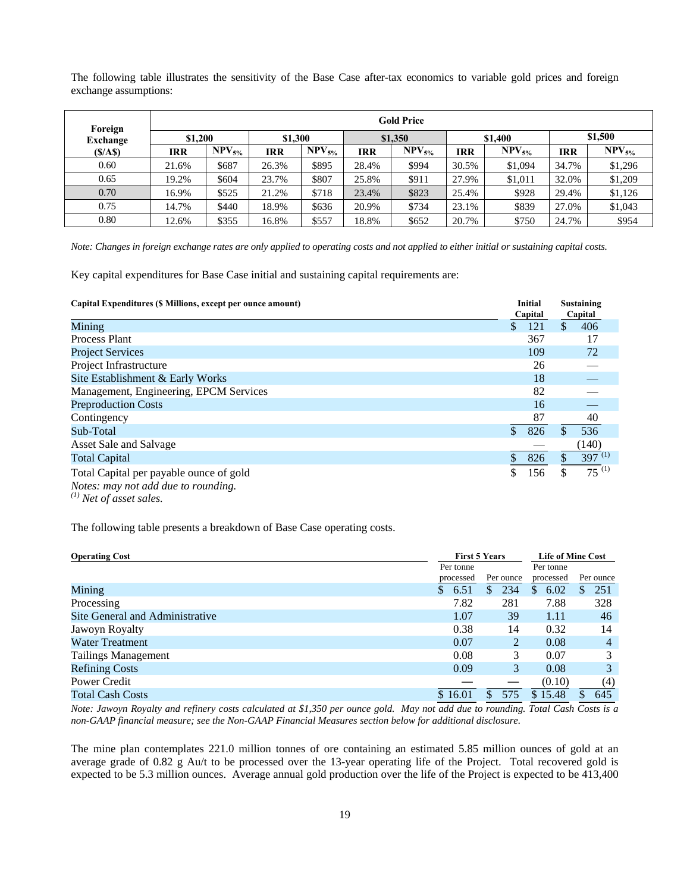The following table illustrates the sensitivity of the Base Case after-tax economics to variable gold prices and foreign exchange assumptions:

| Foreign Exchange ($/A$) | Gold Price | | | | | | | | | |
|---|---|---|---|---|---|---|---|---|---|---|
| | $1,200 | | $1,300 | | $1,350 | | $1,400 | | $1,500 | |
| | IRR | $NPV_{5\%}$ | IRR | $NPV_{5\%}$ | IRR | $NPV_{5\%}$ | IRR | $NPV_{5\%}$ | IRR | $NPV_{5\%}$ |
| 0.60 | 21.6% | $687 | 26.3% | $895 | 28.4% | $994 | 30.5% | $1,094 | 34.7% | $1,296 |
| 0.65 | 19.2% | $604 | 23.7% | $807 | 25.8% | $911 | 27.9% | $1,011 | 32.0% | $1,209 |
| 0.70 | 16.9% | $525 | 21.2% | $718 | 23.4% | $823 | 25.4% | $928 | 29.4% | $1,126 |
| 0.75 | 14.7% | $440 | 18.9% | $636 | 20.9% | $734 | 23.1% | $839 | 27.0% | $1,043 |
| 0.80 | 12.6% | $355 | 16.8% | $557 | 18.8% | $652 | 20.7% | $750 | 24.7% | $954 |

*Note: Changes in foreign exchange rates are only applied to operating costs and not applied to either initial or sustaining capital costs.*

Key capital expenditures for Base Case initial and sustaining capital requirements are:

| Capital Expenditures ($ Millions, except per ounce amount) | Initial Capital | Sustaining Capital |
|---|---|---|
| Mining | $ 121 | $ 406 |
| Process Plant | 367 | 17 |
| Project Services | 109 | 72 |
| Project Infrastructure | 26 | — |
| Site Establishment & Early Works | 18 | — |
| Management, Engineering, EPCM Services | 82 | — |
| Preproduction Costs | 16 | — |
| Contingency | 87 | 40 |
| Sub-Total | $ 826 | $ 536 |
| Asset Sale and Salvage | — | (140) |
| Total Capital | $ 826 | $ 397 [(1)] |
| Total Capital per payable ounce of gold | $ 156 | $ 75 [(1)] |

*Notes: may not add due to rounding.*
[(1)] *Net of asset sales.*

The following table presents a breakdown of Base Case operating costs.

| Operating Cost | First 5 Years | | Life of Mine Cost | |
|---|---|---|---|---|
| | Per tonne processed | Per ounce | Per tonne processed | Per ounce |
| Mining | $ 6.51 | $ 234 | $ 6.02 | $ 251 |
| Processing | 7.82 | 281 | 7.88 | 328 |
| Site General and Administrative | 1.07 | 39 | 1.11 | 46 |
| Jawoyn Royalty | 0.38 | 14 | 0.32 | 14 |
| Water Treatment | 0.07 | 2 | 0.08 | 4 |
| Tailings Management | 0.08 | 3 | 0.07 | 3 |
| Refining Costs | 0.09 | 3 | 0.08 | 3 |
| Power Credit | — | — | (0.10) | (4) |
| Total Cash Costs | $ 16.01 | $ 575 | $ 15.48 | $ 645 |

*Note: Jawoyn Royalty and refinery costs calculated at $1,350 per ounce gold. May not add due to rounding. Total Cash Costs is a non-GAAP financial measure; see the Non-GAAP Financial Measures section below for additional disclosure.*

The mine plan contemplates 221.0 million tonnes of ore containing an estimated 5.85 million ounces of gold at an average grade of 0.82 g Au/t to be processed over the 13-year operating life of the Project. Total recovered gold is expected to be 5.3 million ounces. Average annual gold production over the life of the Project is expected to be 413,400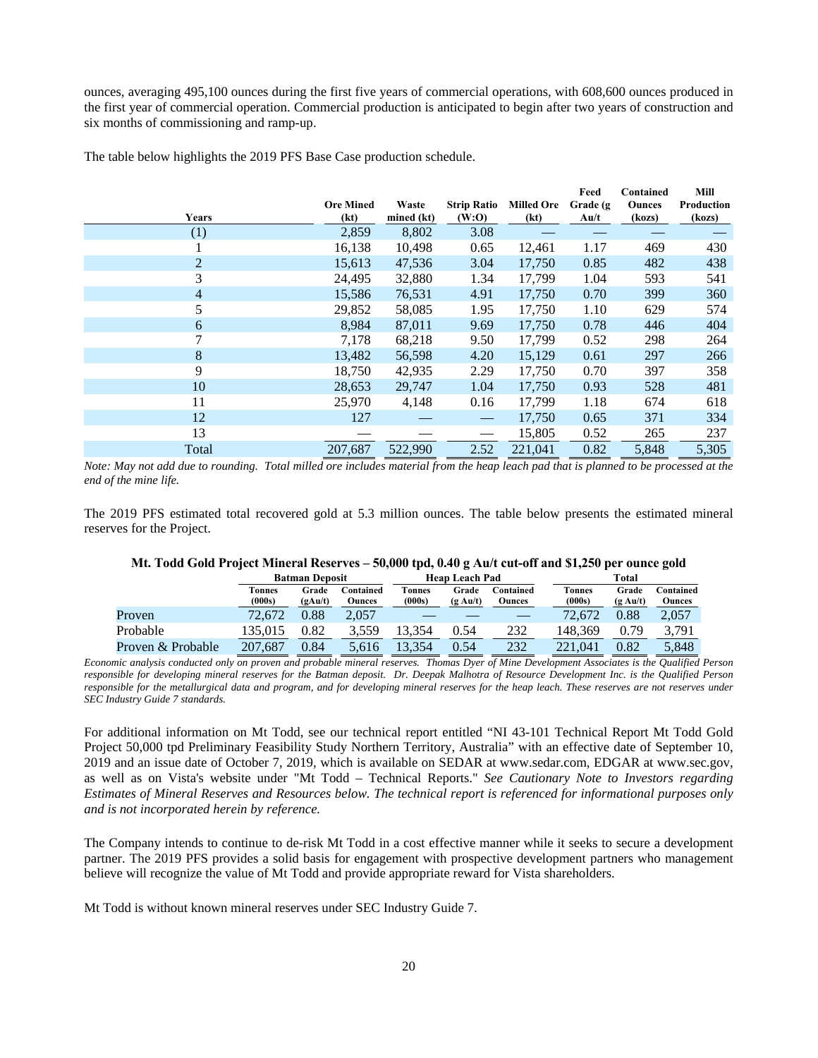ounces, averaging 495,100 ounces during the first five years of commercial operations, with 608,600 ounces produced in the first year of commercial operation. Commercial production is anticipated to begin after two years of construction and six months of commissioning and ramp-up.

The table below highlights the 2019 PFS Base Case production schedule.

| Years | Ore Mined (kt) | Waste mined (kt) | Strip Ratio (W:O) | Milled Ore (kt) | Feed Grade (g Au/t | Contained Ounces (kozs) | Mill Production (kozs) |
|---|---|---|---|---|---|---|---|
| (1) | 2,859 | 8,802 | 3.08 | — | — | — | — |
| 1 | 16,138 | 10,498 | 0.65 | 12,461 | 1.17 | 469 | 430 |
| 2 | 15,613 | 47,536 | 3.04 | 17,750 | 0.85 | 482 | 438 |
| 3 | 24,495 | 32,880 | 1.34 | 17,799 | 1.04 | 593 | 541 |
| 4 | 15,586 | 76,531 | 4.91 | 17,750 | 0.70 | 399 | 360 |
| 5 | 29,852 | 58,085 | 1.95 | 17,750 | 1.10 | 629 | 574 |
| 6 | 8,984 | 87,011 | 9.69 | 17,750 | 0.78 | 446 | 404 |
| 7 | 7,178 | 68,218 | 9.50 | 17,799 | 0.52 | 298 | 264 |
| 8 | 13,482 | 56,598 | 4.20 | 15,129 | 0.61 | 297 | 266 |
| 9 | 18,750 | 42,935 | 2.29 | 17,750 | 0.70 | 397 | 358 |
| 10 | 28,653 | 29,747 | 1.04 | 17,750 | 0.93 | 528 | 481 |
| 11 | 25,970 | 4,148 | 0.16 | 17,799 | 1.18 | 674 | 618 |
| 12 | 127 | — | — | 17,750 | 0.65 | 371 | 334 |
| 13 | — | — | — | 15,805 | 0.52 | 265 | 237 |
| Total | 207,687 | 522,990 | 2.52 | 221,041 | 0.82 | 5,848 | 5,305 |

*Note: May not add due to rounding. Total milled ore includes material from the heap leach pad that is planned to be processed at the end of the mine life.*

The 2019 PFS estimated total recovered gold at 5.3 million ounces. The table below presents the estimated mineral reserves for the Project.

**Mt. Todd Gold Project Mineral Reserves – 50,000 tpd, 0.40 g Au/t cut-off and $1,250 per ounce gold**

| | Batman Deposit | | | Heap Leach Pad | | | Total | | |
|---|---|---|---|---|---|---|---|---|---|
| | Tonnes (000s) | Grade (gAu/t) | Contained Ounces | Tonnes (000s) | Grade (g Au/t) | Contained Ounces | Tonnes (000s) | Grade (g Au/t) | Contained Ounces |
| Proven | 72,672 | 0.88 | 2,057 | — | — | — | 72,672 | 0.88 | 2,057 |
| Probable | 135,015 | 0.82 | 3,559 | 13,354 | 0.54 | 232 | 148,369 | 0.79 | 3,791 |
| Proven & Probable | 207,687 | 0.84 | 5,616 | 13,354 | 0.54 | 232 | 221,041 | 0.82 | 5,848 |

*Economic analysis conducted only on proven and probable mineral reserves. Thomas Dyer of Mine Development Associates is the Qualified Person responsible for developing mineral reserves for the Batman deposit. Dr. Deepak Malhotra of Resource Development Inc. is the Qualified Person responsible for the metallurgical data and program, and for developing mineral reserves for the heap leach. These reserves are not reserves under SEC Industry Guide 7 standards.*

For additional information on Mt Todd, see our technical report entitled "NI 43-101 Technical Report Mt Todd Gold Project 50,000 tpd Preliminary Feasibility Study Northern Territory, Australia" with an effective date of September 10, 2019 and an issue date of October 7, 2019, which is available on SEDAR at www.sedar.com, EDGAR at www.sec.gov, as well as on Vista's website under "Mt Todd – Technical Reports." *See Cautionary Note to Investors regarding Estimates of Mineral Reserves and Resources below. The technical report is referenced for informational purposes only and is not incorporated herein by reference.*

The Company intends to continue to de-risk Mt Todd in a cost effective manner while it seeks to secure a development partner. The 2019 PFS provides a solid basis for engagement with prospective development partners who management believe will recognize the value of Mt Todd and provide appropriate reward for Vista shareholders.

Mt Todd is without known mineral reserves under SEC Industry Guide 7.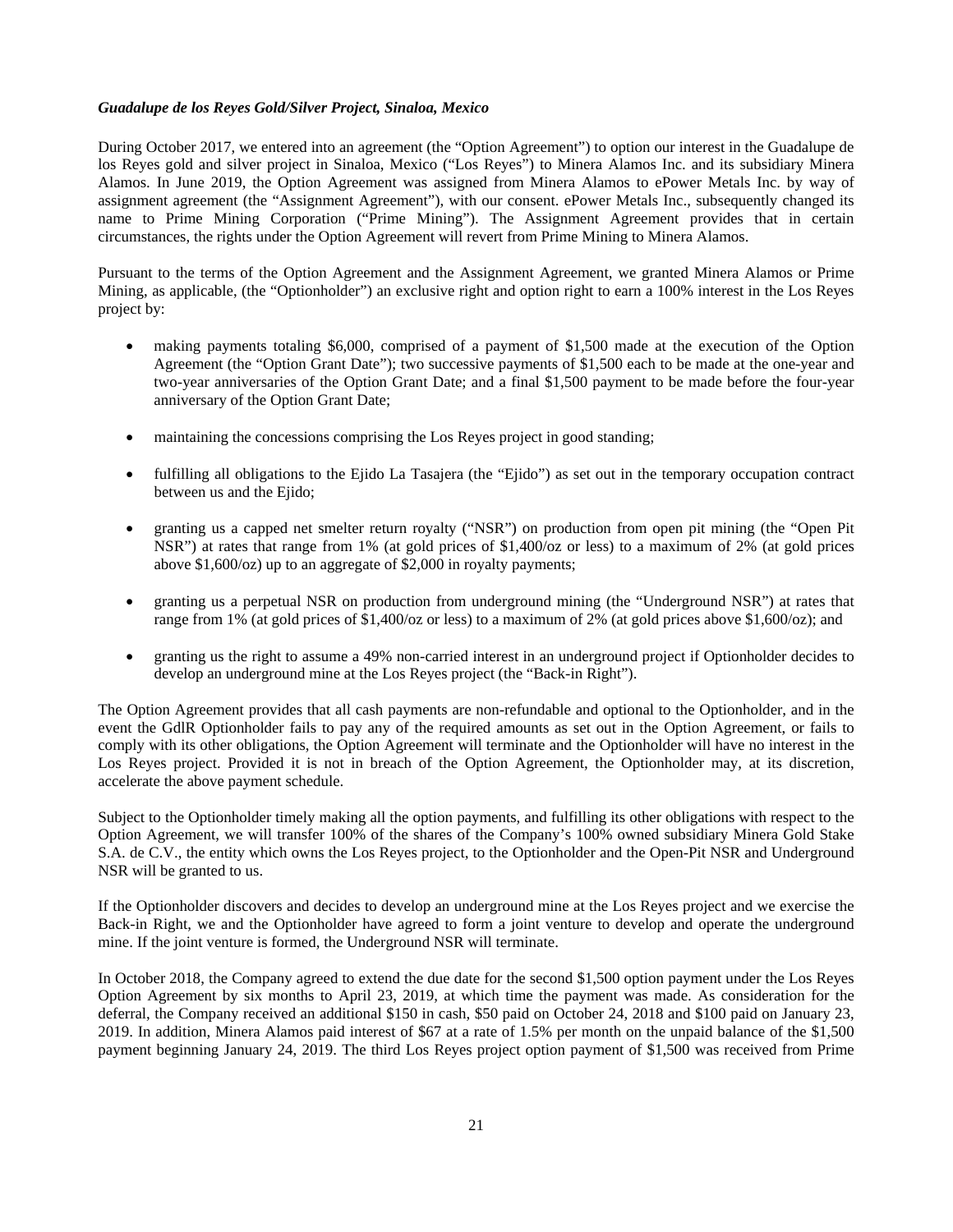***Guadalupe de los Reyes Gold/Silver Project, Sinaloa, Mexico***

During October 2017, we entered into an agreement (the "Option Agreement") to option our interest in the Guadalupe de los Reyes gold and silver project in Sinaloa, Mexico ("Los Reyes") to Minera Alamos Inc. and its subsidiary Minera Alamos. In June 2019, the Option Agreement was assigned from Minera Alamos to ePower Metals Inc. by way of assignment agreement (the "Assignment Agreement"), with our consent. ePower Metals Inc., subsequently changed its name to Prime Mining Corporation ("Prime Mining"). The Assignment Agreement provides that in certain circumstances, the rights under the Option Agreement will revert from Prime Mining to Minera Alamos.

Pursuant to the terms of the Option Agreement and the Assignment Agreement, we granted Minera Alamos or Prime Mining, as applicable, (the "Optionholder") an exclusive right and option right to earn a 100% interest in the Los Reyes project by:

- making payments totaling $6,000, comprised of a payment of $1,500 made at the execution of the Option Agreement (the "Option Grant Date"); two successive payments of $1,500 each to be made at the one-year and two-year anniversaries of the Option Grant Date; and a final $1,500 payment to be made before the four-year anniversary of the Option Grant Date;
- maintaining the concessions comprising the Los Reyes project in good standing;
- fulfilling all obligations to the Ejido La Tasajera (the "Ejido") as set out in the temporary occupation contract between us and the Ejido;
- granting us a capped net smelter return royalty ("NSR") on production from open pit mining (the "Open Pit NSR") at rates that range from 1% (at gold prices of $1,400/oz or less) to a maximum of 2% (at gold prices above $1,600/oz) up to an aggregate of $2,000 in royalty payments;
- granting us a perpetual NSR on production from underground mining (the "Underground NSR") at rates that range from 1% (at gold prices of $1,400/oz or less) to a maximum of 2% (at gold prices above $1,600/oz); and
- granting us the right to assume a 49% non-carried interest in an underground project if Optionholder decides to develop an underground mine at the Los Reyes project (the "Back-in Right").

The Option Agreement provides that all cash payments are non-refundable and optional to the Optionholder, and in the event the GdlR Optionholder fails to pay any of the required amounts as set out in the Option Agreement, or fails to comply with its other obligations, the Option Agreement will terminate and the Optionholder will have no interest in the Los Reyes project. Provided it is not in breach of the Option Agreement, the Optionholder may, at its discretion, accelerate the above payment schedule.

Subject to the Optionholder timely making all the option payments, and fulfilling its other obligations with respect to the Option Agreement, we will transfer 100% of the shares of the Company's 100% owned subsidiary Minera Gold Stake S.A. de C.V., the entity which owns the Los Reyes project, to the Optionholder and the Open-Pit NSR and Underground NSR will be granted to us.

If the Optionholder discovers and decides to develop an underground mine at the Los Reyes project and we exercise the Back-in Right, we and the Optionholder have agreed to form a joint venture to develop and operate the underground mine. If the joint venture is formed, the Underground NSR will terminate.

In October 2018, the Company agreed to extend the due date for the second $1,500 option payment under the Los Reyes Option Agreement by six months to April 23, 2019, at which time the payment was made. As consideration for the deferral, the Company received an additional $150 in cash, $50 paid on October 24, 2018 and $100 paid on January 23, 2019. In addition, Minera Alamos paid interest of $67 at a rate of 1.5% per month on the unpaid balance of the $1,500 payment beginning January 24, 2019. The third Los Reyes project option payment of $1,500 was received from Prime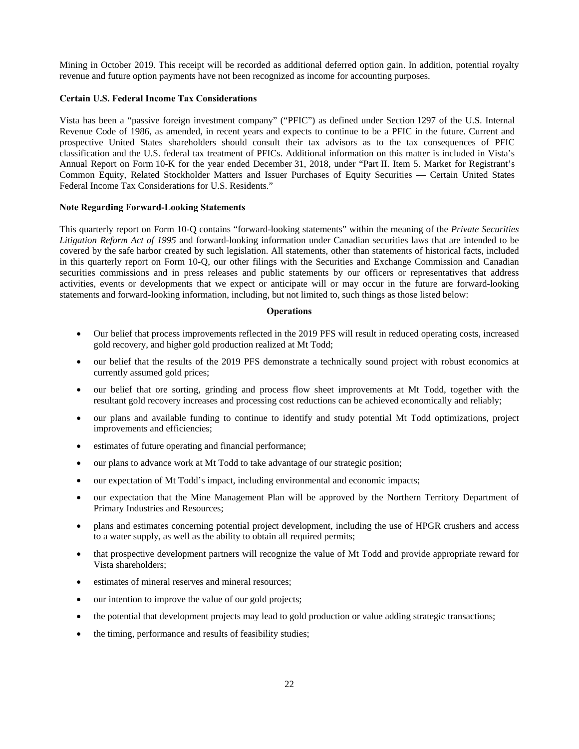Mining in October 2019. This receipt will be recorded as additional deferred option gain. In addition, potential royalty revenue and future option payments have not been recognized as income for accounting purposes.

**Certain U.S. Federal Income Tax Considerations**

Vista has been a "passive foreign investment company" ("PFIC") as defined under Section 1297 of the U.S. Internal Revenue Code of 1986, as amended, in recent years and expects to continue to be a PFIC in the future. Current and prospective United States shareholders should consult their tax advisors as to the tax consequences of PFIC classification and the U.S. federal tax treatment of PFICs. Additional information on this matter is included in Vista's Annual Report on Form 10-K for the year ended December 31, 2018, under "Part II. Item 5. Market for Registrant's Common Equity, Related Stockholder Matters and Issuer Purchases of Equity Securities — Certain United States Federal Income Tax Considerations for U.S. Residents."

**Note Regarding Forward-Looking Statements**

This quarterly report on Form 10-Q contains "forward-looking statements" within the meaning of the *Private Securities Litigation Reform Act of 1995* and forward-looking information under Canadian securities laws that are intended to be covered by the safe harbor created by such legislation. All statements, other than statements of historical facts, included in this quarterly report on Form 10-Q, our other filings with the Securities and Exchange Commission and Canadian securities commissions and in press releases and public statements by our officers or representatives that address activities, events or developments that we expect or anticipate will or may occur in the future are forward-looking statements and forward-looking information, including, but not limited to, such things as those listed below:

**Operations**

- Our belief that process improvements reflected in the 2019 PFS will result in reduced operating costs, increased gold recovery, and higher gold production realized at Mt Todd;
- our belief that the results of the 2019 PFS demonstrate a technically sound project with robust economics at currently assumed gold prices;
- our belief that ore sorting, grinding and process flow sheet improvements at Mt Todd, together with the resultant gold recovery increases and processing cost reductions can be achieved economically and reliably;
- our plans and available funding to continue to identify and study potential Mt Todd optimizations, project improvements and efficiencies;
- estimates of future operating and financial performance;
- our plans to advance work at Mt Todd to take advantage of our strategic position;
- our expectation of Mt Todd's impact, including environmental and economic impacts;
- our expectation that the Mine Management Plan will be approved by the Northern Territory Department of Primary Industries and Resources;
- plans and estimates concerning potential project development, including the use of HPGR crushers and access to a water supply, as well as the ability to obtain all required permits;
- that prospective development partners will recognize the value of Mt Todd and provide appropriate reward for Vista shareholders;
- estimates of mineral reserves and mineral resources;
- our intention to improve the value of our gold projects;
- the potential that development projects may lead to gold production or value adding strategic transactions;
- the timing, performance and results of feasibility studies;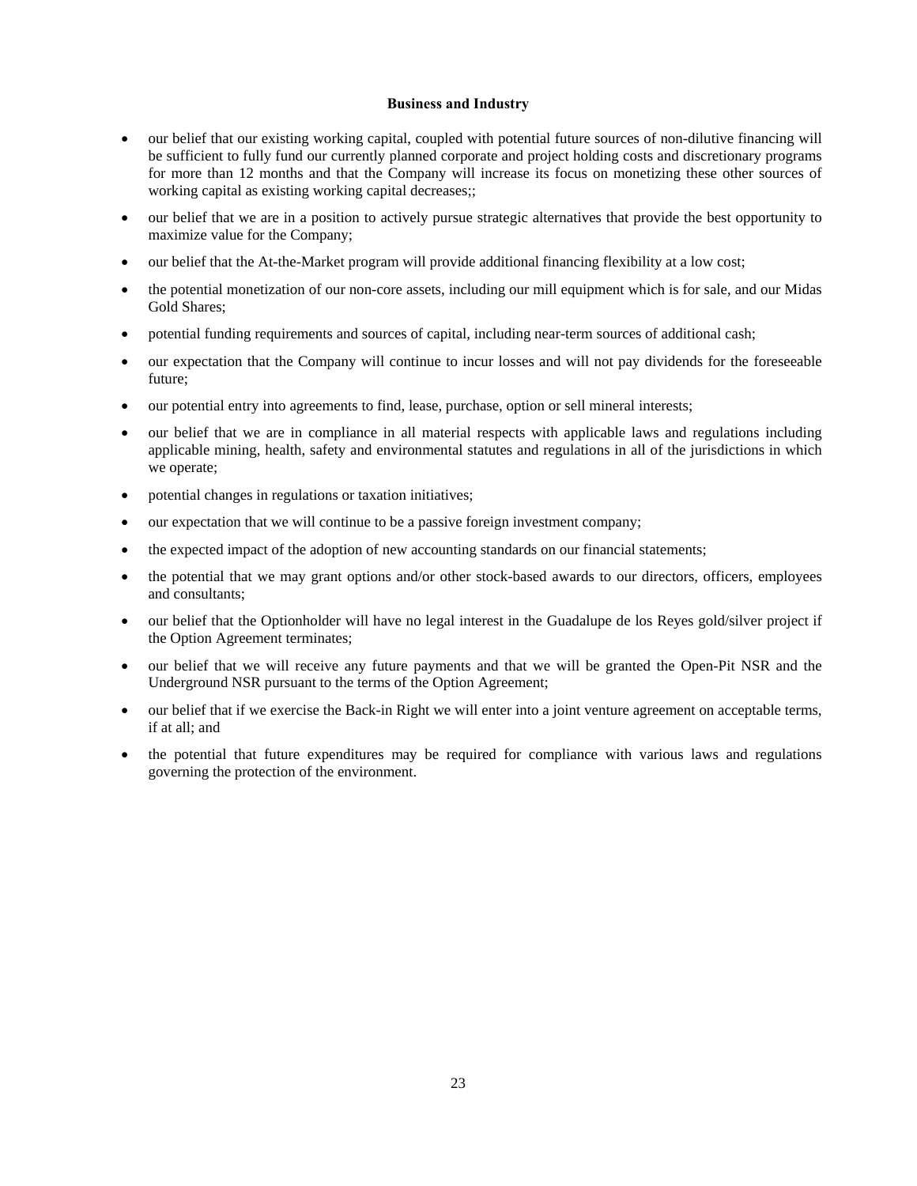**Business and Industry**

- our belief that our existing working capital, coupled with potential future sources of non-dilutive financing will be sufficient to fully fund our currently planned corporate and project holding costs and discretionary programs for more than 12 months and that the Company will increase its focus on monetizing these other sources of working capital as existing working capital decreases;;
- our belief that we are in a position to actively pursue strategic alternatives that provide the best opportunity to maximize value for the Company;
- our belief that the At-the-Market program will provide additional financing flexibility at a low cost;
- the potential monetization of our non-core assets, including our mill equipment which is for sale, and our Midas Gold Shares;
- potential funding requirements and sources of capital, including near-term sources of additional cash;
- our expectation that the Company will continue to incur losses and will not pay dividends for the foreseeable future;
- our potential entry into agreements to find, lease, purchase, option or sell mineral interests;
- our belief that we are in compliance in all material respects with applicable laws and regulations including applicable mining, health, safety and environmental statutes and regulations in all of the jurisdictions in which we operate;
- potential changes in regulations or taxation initiatives;
- our expectation that we will continue to be a passive foreign investment company;
- the expected impact of the adoption of new accounting standards on our financial statements;
- the potential that we may grant options and/or other stock-based awards to our directors, officers, employees and consultants;
- our belief that the Optionholder will have no legal interest in the Guadalupe de los Reyes gold/silver project if the Option Agreement terminates;
- our belief that we will receive any future payments and that we will be granted the Open-Pit NSR and the Underground NSR pursuant to the terms of the Option Agreement;
- our belief that if we exercise the Back-in Right we will enter into a joint venture agreement on acceptable terms, if at all; and
- the potential that future expenditures may be required for compliance with various laws and regulations governing the protection of the environment.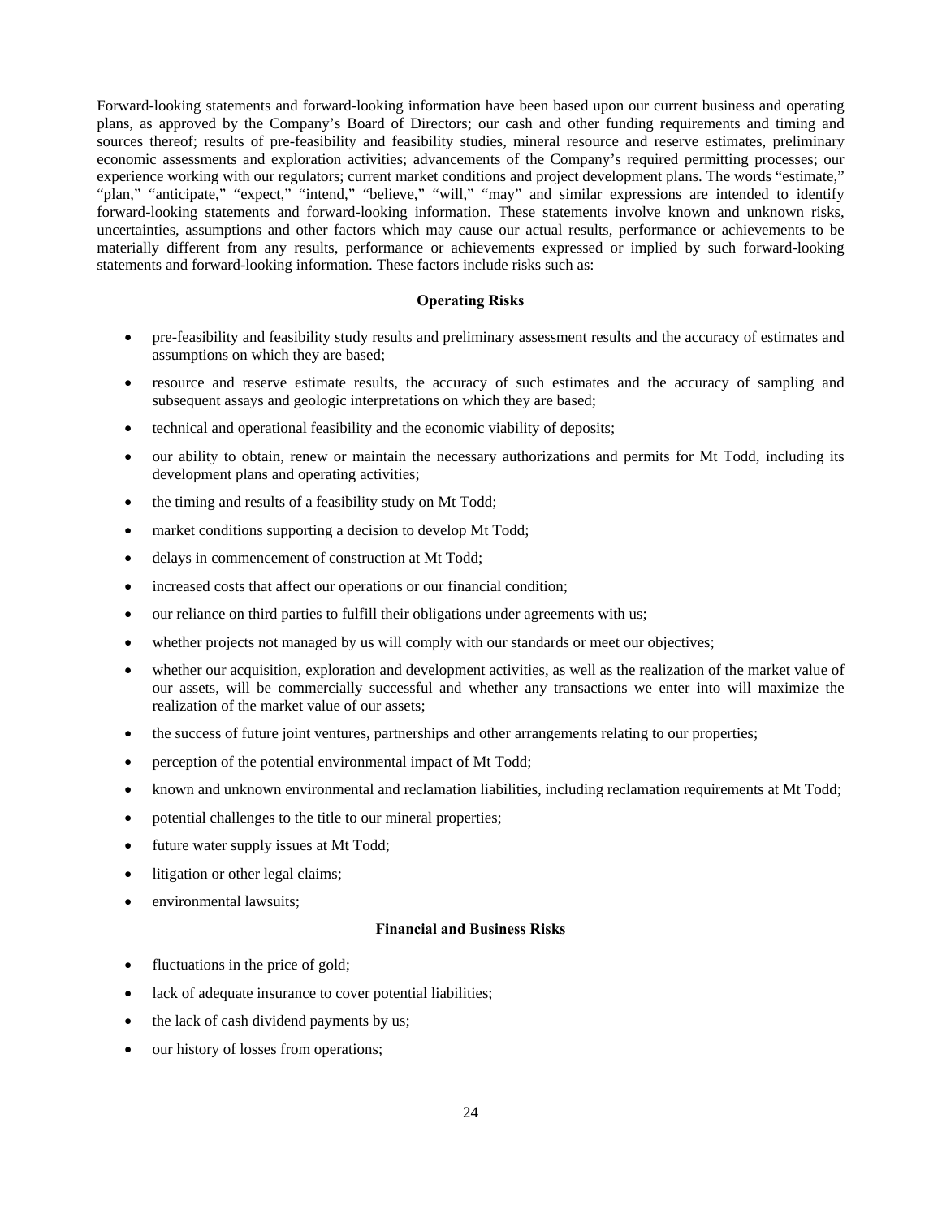Forward-looking statements and forward-looking information have been based upon our current business and operating plans, as approved by the Company's Board of Directors; our cash and other funding requirements and timing and sources thereof; results of pre-feasibility and feasibility studies, mineral resource and reserve estimates, preliminary economic assessments and exploration activities; advancements of the Company's required permitting processes; our experience working with our regulators; current market conditions and project development plans. The words "estimate," "plan," "anticipate," "expect," "intend," "believe," "will," "may" and similar expressions are intended to identify forward-looking statements and forward-looking information. These statements involve known and unknown risks, uncertainties, assumptions and other factors which may cause our actual results, performance or achievements to be materially different from any results, performance or achievements expressed or implied by such forward-looking statements and forward-looking information. These factors include risks such as:

**Operating Risks**

- pre-feasibility and feasibility study results and preliminary assessment results and the accuracy of estimates and assumptions on which they are based;
- resource and reserve estimate results, the accuracy of such estimates and the accuracy of sampling and subsequent assays and geologic interpretations on which they are based;
- technical and operational feasibility and the economic viability of deposits;
- our ability to obtain, renew or maintain the necessary authorizations and permits for Mt Todd, including its development plans and operating activities;
- the timing and results of a feasibility study on Mt Todd;
- market conditions supporting a decision to develop Mt Todd;
- delays in commencement of construction at Mt Todd;
- increased costs that affect our operations or our financial condition;
- our reliance on third parties to fulfill their obligations under agreements with us;
- whether projects not managed by us will comply with our standards or meet our objectives;
- whether our acquisition, exploration and development activities, as well as the realization of the market value of our assets, will be commercially successful and whether any transactions we enter into will maximize the realization of the market value of our assets;
- the success of future joint ventures, partnerships and other arrangements relating to our properties;
- perception of the potential environmental impact of Mt Todd;
- known and unknown environmental and reclamation liabilities, including reclamation requirements at Mt Todd;
- potential challenges to the title to our mineral properties;
- future water supply issues at Mt Todd;
- litigation or other legal claims;
- environmental lawsuits;

**Financial and Business Risks**

- fluctuations in the price of gold;
- lack of adequate insurance to cover potential liabilities;
- the lack of cash dividend payments by us;
- our history of losses from operations;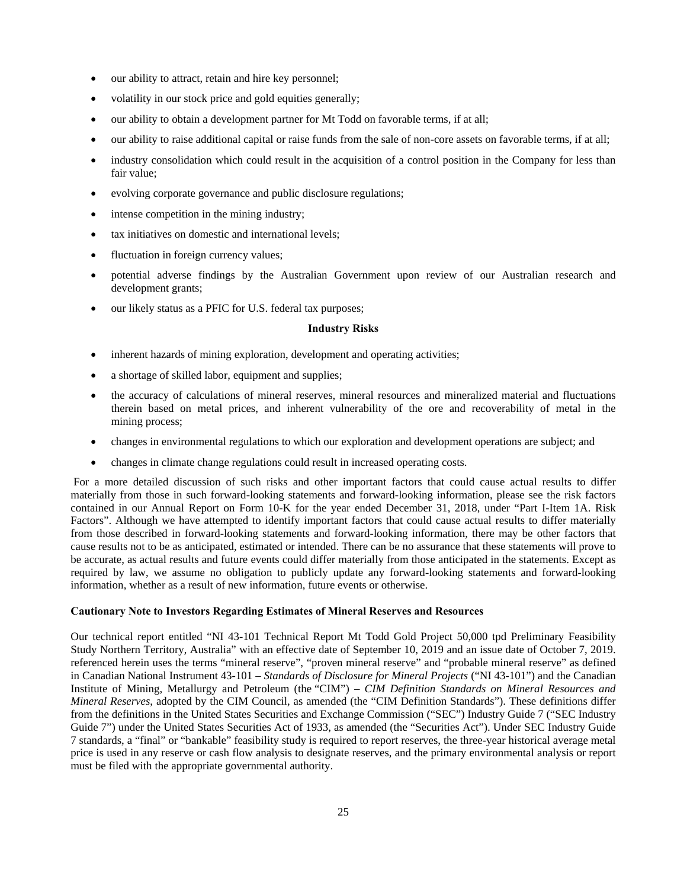- our ability to attract, retain and hire key personnel;
- volatility in our stock price and gold equities generally;
- our ability to obtain a development partner for Mt Todd on favorable terms, if at all;
- our ability to raise additional capital or raise funds from the sale of non-core assets on favorable terms, if at all;
- industry consolidation which could result in the acquisition of a control position in the Company for less than fair value;
- evolving corporate governance and public disclosure regulations;
- intense competition in the mining industry;
- tax initiatives on domestic and international levels;
- fluctuation in foreign currency values;
- potential adverse findings by the Australian Government upon review of our Australian research and development grants;
- our likely status as a PFIC for U.S. federal tax purposes;

**Industry Risks**

- inherent hazards of mining exploration, development and operating activities;
- a shortage of skilled labor, equipment and supplies;
- the accuracy of calculations of mineral reserves, mineral resources and mineralized material and fluctuations therein based on metal prices, and inherent vulnerability of the ore and recoverability of metal in the mining process;
- changes in environmental regulations to which our exploration and development operations are subject; and
- changes in climate change regulations could result in increased operating costs.

For a more detailed discussion of such risks and other important factors that could cause actual results to differ materially from those in such forward-looking statements and forward-looking information, please see the risk factors contained in our Annual Report on Form 10-K for the year ended December 31, 2018, under "Part I-Item 1A. Risk Factors". Although we have attempted to identify important factors that could cause actual results to differ materially from those described in forward-looking statements and forward-looking information, there may be other factors that cause results not to be as anticipated, estimated or intended. There can be no assurance that these statements will prove to be accurate, as actual results and future events could differ materially from those anticipated in the statements. Except as required by law, we assume no obligation to publicly update any forward-looking statements and forward-looking information, whether as a result of new information, future events or otherwise.

**Cautionary Note to Investors Regarding Estimates of Mineral Reserves and Resources**

Our technical report entitled "NI 43-101 Technical Report Mt Todd Gold Project 50,000 tpd Preliminary Feasibility Study Northern Territory, Australia" with an effective date of September 10, 2019 and an issue date of October 7, 2019. referenced herein uses the terms "mineral reserve", "proven mineral reserve" and "probable mineral reserve" as defined in Canadian National Instrument 43-101 – *Standards of Disclosure for Mineral Projects* ("NI 43-101") and the Canadian Institute of Mining, Metallurgy and Petroleum (the "CIM") – *CIM Definition Standards on Mineral Resources and Mineral Reserves*, adopted by the CIM Council, as amended (the "CIM Definition Standards"). These definitions differ from the definitions in the United States Securities and Exchange Commission ("SEC") Industry Guide 7 ("SEC Industry Guide 7") under the United States Securities Act of 1933, as amended (the "Securities Act"). Under SEC Industry Guide 7 standards, a "final" or "bankable" feasibility study is required to report reserves, the three-year historical average metal price is used in any reserve or cash flow analysis to designate reserves, and the primary environmental analysis or report must be filed with the appropriate governmental authority.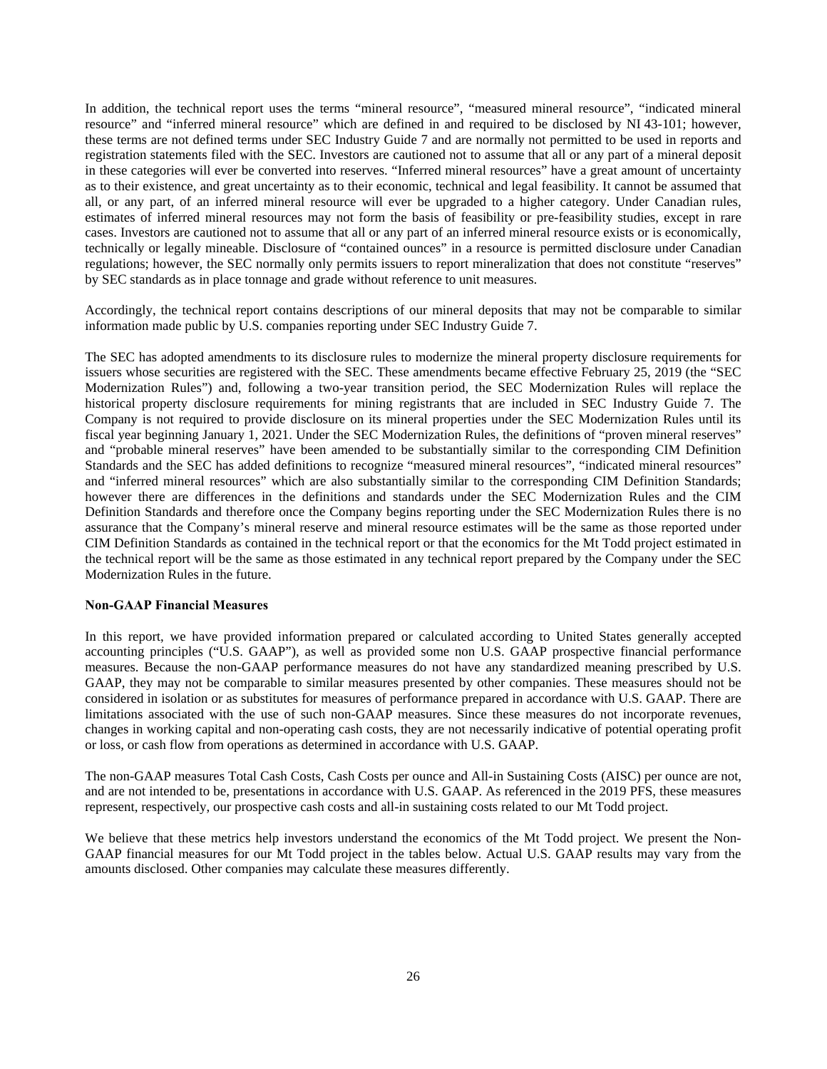In addition, the technical report uses the terms "mineral resource", "measured mineral resource", "indicated mineral resource" and "inferred mineral resource" which are defined in and required to be disclosed by NI 43-101; however, these terms are not defined terms under SEC Industry Guide 7 and are normally not permitted to be used in reports and registration statements filed with the SEC. Investors are cautioned not to assume that all or any part of a mineral deposit in these categories will ever be converted into reserves. "Inferred mineral resources" have a great amount of uncertainty as to their existence, and great uncertainty as to their economic, technical and legal feasibility. It cannot be assumed that all, or any part, of an inferred mineral resource will ever be upgraded to a higher category. Under Canadian rules, estimates of inferred mineral resources may not form the basis of feasibility or pre-feasibility studies, except in rare cases. Investors are cautioned not to assume that all or any part of an inferred mineral resource exists or is economically, technically or legally mineable. Disclosure of "contained ounces" in a resource is permitted disclosure under Canadian regulations; however, the SEC normally only permits issuers to report mineralization that does not constitute "reserves" by SEC standards as in place tonnage and grade without reference to unit measures.

Accordingly, the technical report contains descriptions of our mineral deposits that may not be comparable to similar information made public by U.S. companies reporting under SEC Industry Guide 7.

The SEC has adopted amendments to its disclosure rules to modernize the mineral property disclosure requirements for issuers whose securities are registered with the SEC. These amendments became effective February 25, 2019 (the "SEC Modernization Rules") and, following a two-year transition period, the SEC Modernization Rules will replace the historical property disclosure requirements for mining registrants that are included in SEC Industry Guide 7. The Company is not required to provide disclosure on its mineral properties under the SEC Modernization Rules until its fiscal year beginning January 1, 2021. Under the SEC Modernization Rules, the definitions of "proven mineral reserves" and "probable mineral reserves" have been amended to be substantially similar to the corresponding CIM Definition Standards and the SEC has added definitions to recognize "measured mineral resources", "indicated mineral resources" and "inferred mineral resources" which are also substantially similar to the corresponding CIM Definition Standards; however there are differences in the definitions and standards under the SEC Modernization Rules and the CIM Definition Standards and therefore once the Company begins reporting under the SEC Modernization Rules there is no assurance that the Company's mineral reserve and mineral resource estimates will be the same as those reported under CIM Definition Standards as contained in the technical report or that the economics for the Mt Todd project estimated in the technical report will be the same as those estimated in any technical report prepared by the Company under the SEC Modernization Rules in the future.

**Non-GAAP Financial Measures**

In this report, we have provided information prepared or calculated according to United States generally accepted accounting principles ("U.S. GAAP"), as well as provided some non U.S. GAAP prospective financial performance measures. Because the non-GAAP performance measures do not have any standardized meaning prescribed by U.S. GAAP, they may not be comparable to similar measures presented by other companies. These measures should not be considered in isolation or as substitutes for measures of performance prepared in accordance with U.S. GAAP. There are limitations associated with the use of such non-GAAP measures. Since these measures do not incorporate revenues, changes in working capital and non-operating cash costs, they are not necessarily indicative of potential operating profit or loss, or cash flow from operations as determined in accordance with U.S. GAAP.

The non-GAAP measures Total Cash Costs, Cash Costs per ounce and All-in Sustaining Costs (AISC) per ounce are not, and are not intended to be, presentations in accordance with U.S. GAAP. As referenced in the 2019 PFS, these measures represent, respectively, our prospective cash costs and all-in sustaining costs related to our Mt Todd project.

We believe that these metrics help investors understand the economics of the Mt Todd project. We present the Non-GAAP financial measures for our Mt Todd project in the tables below. Actual U.S. GAAP results may vary from the amounts disclosed. Other companies may calculate these measures differently.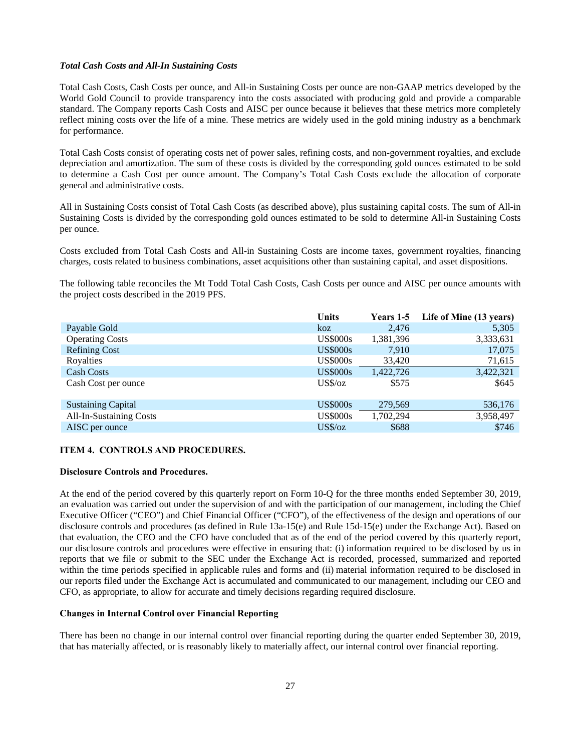***Total Cash Costs and All-In Sustaining Costs***

Total Cash Costs, Cash Costs per ounce, and All-in Sustaining Costs per ounce are non-GAAP metrics developed by the World Gold Council to provide transparency into the costs associated with producing gold and provide a comparable standard. The Company reports Cash Costs and AISC per ounce because it believes that these metrics more completely reflect mining costs over the life of a mine. These metrics are widely used in the gold mining industry as a benchmark for performance.

Total Cash Costs consist of operating costs net of power sales, refining costs, and non-government royalties, and exclude depreciation and amortization. The sum of these costs is divided by the corresponding gold ounces estimated to be sold to determine a Cash Cost per ounce amount. The Company's Total Cash Costs exclude the allocation of corporate general and administrative costs.

All in Sustaining Costs consist of Total Cash Costs (as described above), plus sustaining capital costs. The sum of All-in Sustaining Costs is divided by the corresponding gold ounces estimated to be sold to determine All-in Sustaining Costs per ounce.

Costs excluded from Total Cash Costs and All-in Sustaining Costs are income taxes, government royalties, financing charges, costs related to business combinations, asset acquisitions other than sustaining capital, and asset dispositions.

The following table reconciles the Mt Todd Total Cash Costs, Cash Costs per ounce and AISC per ounce amounts with the project costs described in the 2019 PFS.

| | Units | Years 1-5 | Life of Mine (13 years) |
|---|---|---|---|
| Payable Gold | koz | 2,476 | 5,305 |
| Operating Costs | US$000s | 1,381,396 | 3,333,631 |
| Refining Cost | US$000s | 7,910 | 17,075 |
| Royalties | US$000s | 33,420 | 71,615 |
| Cash Costs | US$000s | 1,422,726 | 3,422,321 |
| Cash Cost per ounce | US$/oz | $575 | $645 |
| | | | |
| Sustaining Capital | US$000s | 279,569 | 536,176 |
| All-In-Sustaining Costs | US$000s | 1,702,294 | 3,958,497 |
| AISC per ounce | US$/oz | $688 | $746 |

## ITEM 4. CONTROLS AND PROCEDURES.

**Disclosure Controls and Procedures.**

At the end of the period covered by this quarterly report on Form 10-Q for the three months ended September 30, 2019, an evaluation was carried out under the supervision of and with the participation of our management, including the Chief Executive Officer ("CEO") and Chief Financial Officer ("CFO"), of the effectiveness of the design and operations of our disclosure controls and procedures (as defined in Rule 13a-15(e) and Rule 15d-15(e) under the Exchange Act). Based on that evaluation, the CEO and the CFO have concluded that as of the end of the period covered by this quarterly report, our disclosure controls and procedures were effective in ensuring that: (i) information required to be disclosed by us in reports that we file or submit to the SEC under the Exchange Act is recorded, processed, summarized and reported within the time periods specified in applicable rules and forms and (ii) material information required to be disclosed in our reports filed under the Exchange Act is accumulated and communicated to our management, including our CEO and CFO, as appropriate, to allow for accurate and timely decisions regarding required disclosure.

**Changes in Internal Control over Financial Reporting**

There has been no change in our internal control over financial reporting during the quarter ended September 30, 2019, that has materially affected, or is reasonably likely to materially affect, our internal control over financial reporting.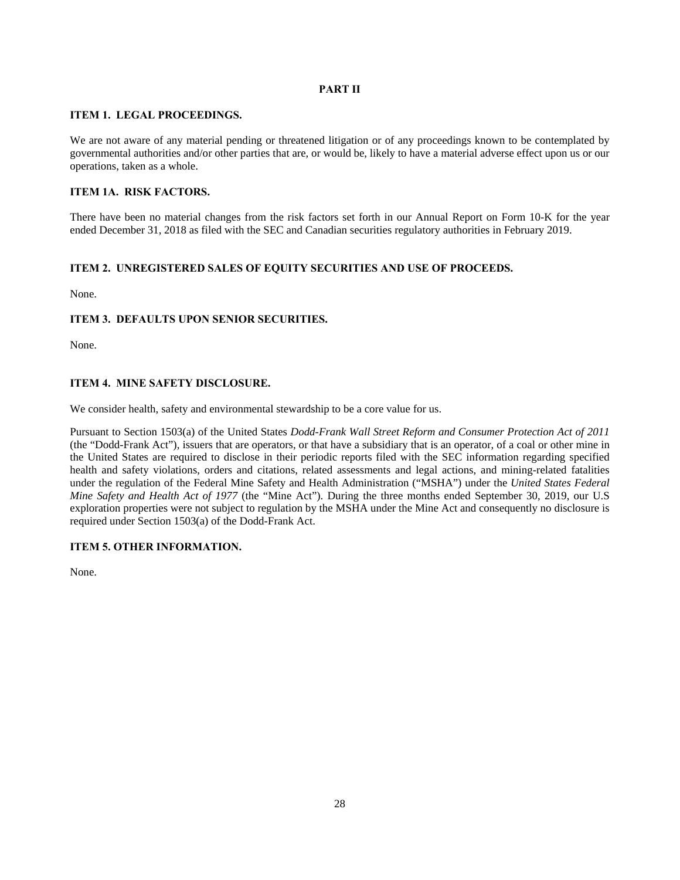# PART II

## ITEM 1. LEGAL PROCEEDINGS.

We are not aware of any material pending or threatened litigation or of any proceedings known to be contemplated by governmental authorities and/or other parties that are, or would be, likely to have a material adverse effect upon us or our operations, taken as a whole.

## ITEM 1A. RISK FACTORS.

There have been no material changes from the risk factors set forth in our Annual Report on Form 10-K for the year ended December 31, 2018 as filed with the SEC and Canadian securities regulatory authorities in February 2019.

## ITEM 2. UNREGISTERED SALES OF EQUITY SECURITIES AND USE OF PROCEEDS.

None.

## ITEM 3. DEFAULTS UPON SENIOR SECURITIES.

None.

## ITEM 4. MINE SAFETY DISCLOSURE.

We consider health, safety and environmental stewardship to be a core value for us.

Pursuant to Section 1503(a) of the United States *Dodd-Frank Wall Street Reform and Consumer Protection Act of 2011* (the "Dodd-Frank Act"), issuers that are operators, or that have a subsidiary that is an operator, of a coal or other mine in the United States are required to disclose in their periodic reports filed with the SEC information regarding specified health and safety violations, orders and citations, related assessments and legal actions, and mining-related fatalities under the regulation of the Federal Mine Safety and Health Administration ("MSHA") under the *United States Federal Mine Safety and Health Act of 1977* (the "Mine Act"). During the three months ended September 30, 2019, our U.S exploration properties were not subject to regulation by the MSHA under the Mine Act and consequently no disclosure is required under Section 1503(a) of the Dodd-Frank Act.

## ITEM 5. OTHER INFORMATION.

None.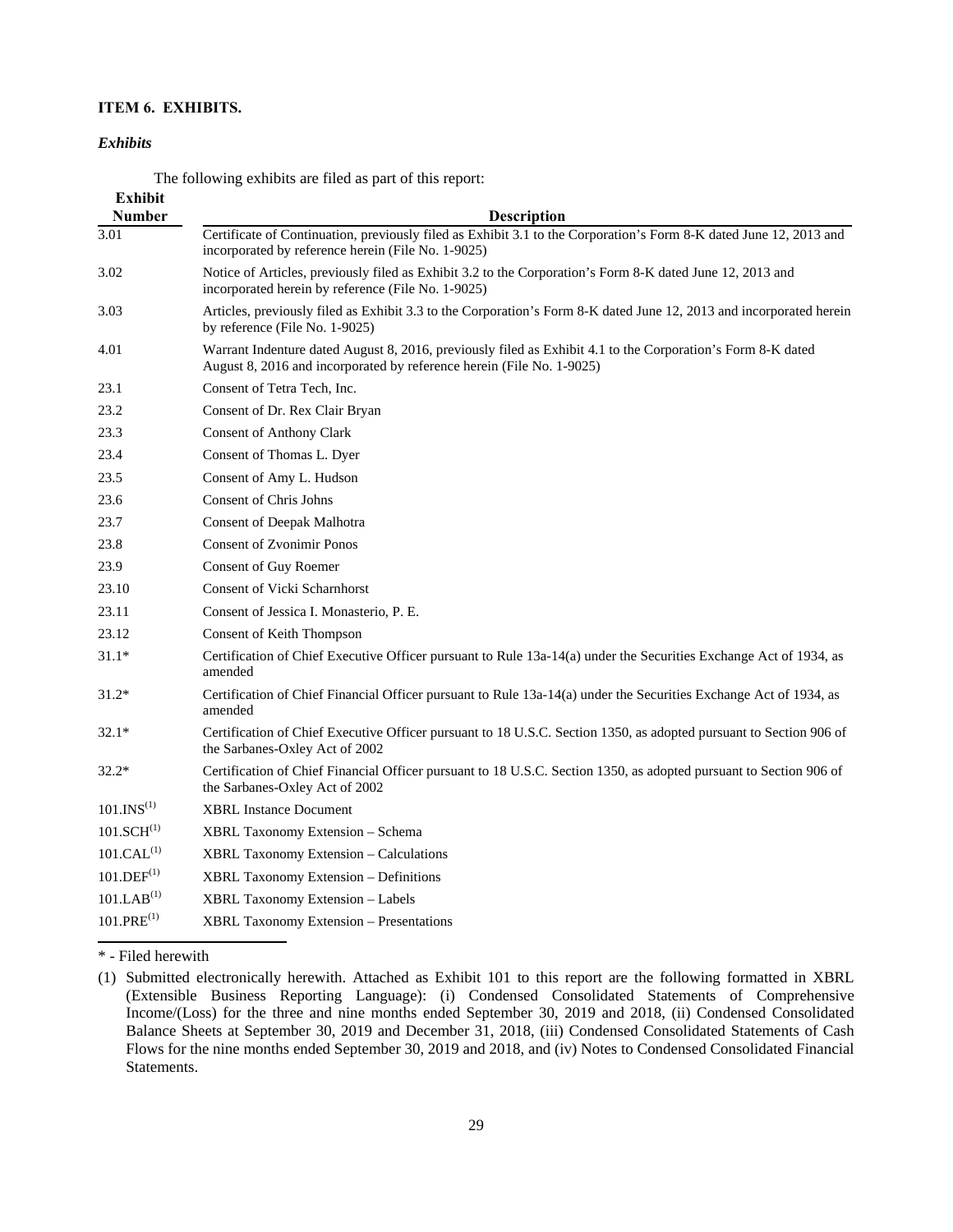**ITEM 6. EXHIBITS.**

***Exhibits***

The following exhibits are filed as part of this report:

| Exhibit Number | Description |
|---|---|
| 3.01 | Certificate of Continuation, previously filed as Exhibit 3.1 to the Corporation's Form 8-K dated June 12, 2013 and incorporated by reference herein (File No. 1-9025) |
| 3.02 | Notice of Articles, previously filed as Exhibit 3.2 to the Corporation's Form 8-K dated June 12, 2013 and incorporated herein by reference (File No. 1-9025) |
| 3.03 | Articles, previously filed as Exhibit 3.3 to the Corporation's Form 8-K dated June 12, 2013 and incorporated herein by reference (File No. 1-9025) |
| 4.01 | Warrant Indenture dated August 8, 2016, previously filed as Exhibit 4.1 to the Corporation's Form 8-K dated August 8, 2016 and incorporated by reference herein (File No. 1-9025) |
| 23.1 | Consent of Tetra Tech, Inc. |
| 23.2 | Consent of Dr. Rex Clair Bryan |
| 23.3 | Consent of Anthony Clark |
| 23.4 | Consent of Thomas L. Dyer |
| 23.5 | Consent of Amy L. Hudson |
| 23.6 | Consent of Chris Johns |
| 23.7 | Consent of Deepak Malhotra |
| 23.8 | Consent of Zvonimir Ponos |
| 23.9 | Consent of Guy Roemer |
| 23.10 | Consent of Vicki Scharnhorst |
| 23.11 | Consent of Jessica I. Monasterio, P. E. |
| 23.12 | Consent of Keith Thompson |
| 31.1* | Certification of Chief Executive Officer pursuant to Rule 13a-14(a) under the Securities Exchange Act of 1934, as amended |
| 31.2* | Certification of Chief Financial Officer pursuant to Rule 13a-14(a) under the Securities Exchange Act of 1934, as amended |
| 32.1* | Certification of Chief Executive Officer pursuant to 18 U.S.C. Section 1350, as adopted pursuant to Section 906 of the Sarbanes-Oxley Act of 2002 |
| 32.2* | Certification of Chief Financial Officer pursuant to 18 U.S.C. Section 1350, as adopted pursuant to Section 906 of the Sarbanes-Oxley Act of 2002 |
| 101.INS(1) | XBRL Instance Document |
| 101.SCH(1) | XBRL Taxonomy Extension – Schema |
| 101.CAL(1) | XBRL Taxonomy Extension – Calculations |
| 101.DEF(1) | XBRL Taxonomy Extension – Definitions |
| 101.LAB(1) | XBRL Taxonomy Extension – Labels |
| 101.PRE(1) | XBRL Taxonomy Extension – Presentations |

\* - Filed herewith

(1) Submitted electronically herewith. Attached as Exhibit 101 to this report are the following formatted in XBRL (Extensible Business Reporting Language): (i) Condensed Consolidated Statements of Comprehensive Income/(Loss) for the three and nine months ended September 30, 2019 and 2018, (ii) Condensed Consolidated Balance Sheets at September 30, 2019 and December 31, 2018, (iii) Condensed Consolidated Statements of Cash Flows for the nine months ended September 30, 2019 and 2018, and (iv) Notes to Condensed Consolidated Financial Statements.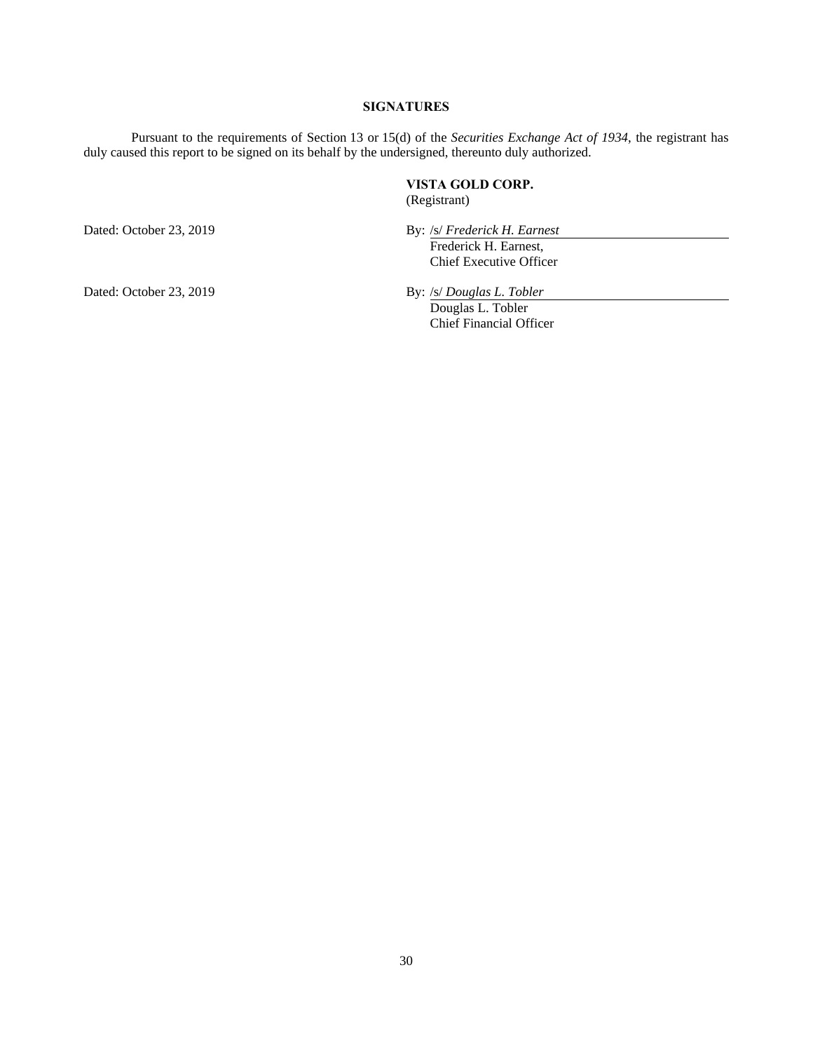## SIGNATURES

Pursuant to the requirements of Section 13 or 15(d) of the *Securities Exchange Act of 1934*, the registrant has duly caused this report to be signed on its behalf by the undersigned, thereunto duly authorized.

**VISTA GOLD CORP.**
(Registrant)

Dated: October 23, 2019

By: /s/ *Frederick H. Earnest*
Frederick H. Earnest,
Chief Executive Officer

Dated: October 23, 2019

By: /s/ *Douglas L. Tobler*
Douglas L. Tobler
Chief Financial Officer